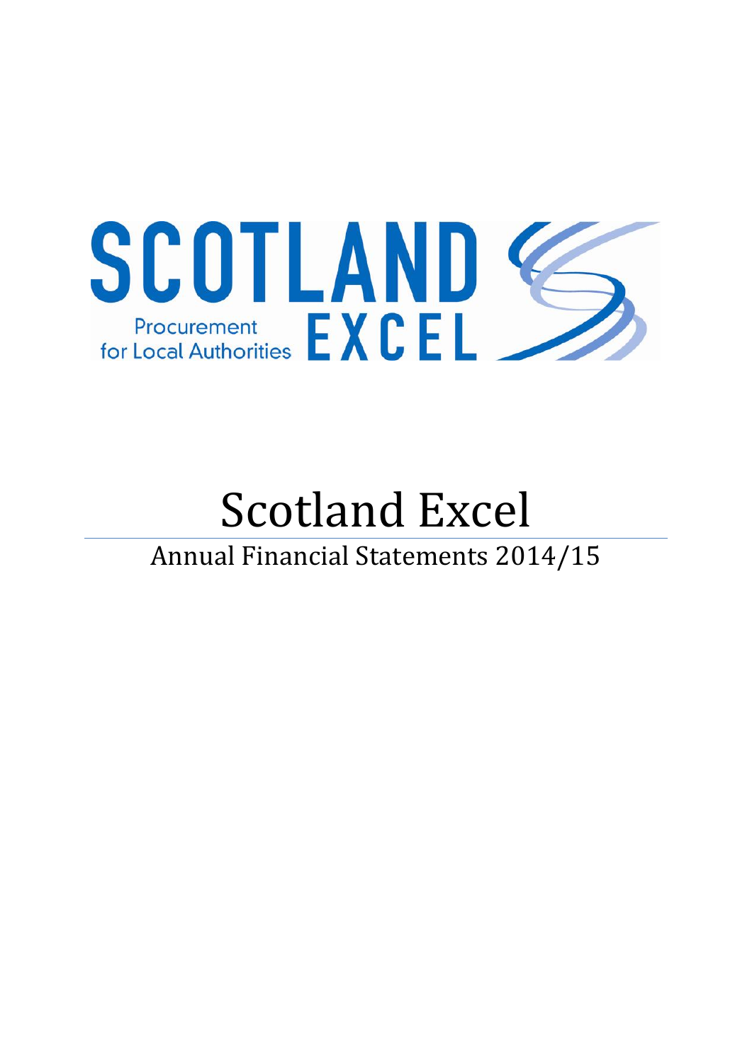# Scotland Excel

## Annual Financial Statements 2014/15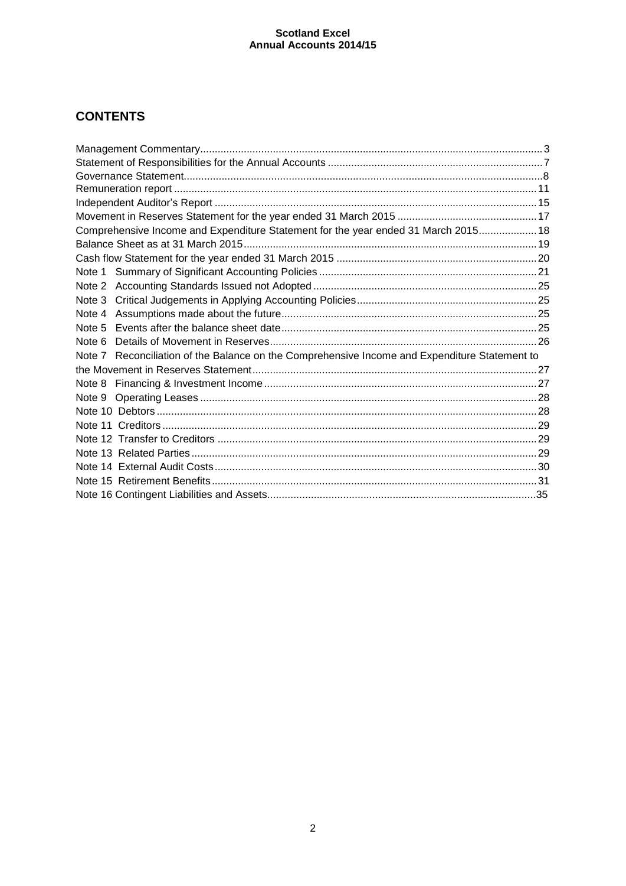## CONTENTS

| | |
|---|---|
| Management Commentary | 3 |
| Statement of Responsibilities for the Annual Accounts | 7 |
| Governance Statement | 8 |
| Remuneration report | 11 |
| Independent Auditor's Report | 15 |
| Movement in Reserves Statement for the year ended 31 March 2015 | 17 |
| Comprehensive Income and Expenditure Statement for the year ended 31 March 2015 | 18 |
| Balance Sheet as at 31 March 2015 | 19 |
| Cash flow Statement for the year ended 31 March 2015 | 20 |
| Note 1 Summary of Significant Accounting Policies | 21 |
| Note 2 Accounting Standards Issued not Adopted | 25 |
| Note 3 Critical Judgements in Applying Accounting Policies | 25 |
| Note 4 Assumptions made about the future | 25 |
| Note 5 Events after the balance sheet date | 25 |
| Note 6 Details of Movement in Reserves | 26 |
| Note 7 Reconciliation of the Balance on the Comprehensive Income and Expenditure Statement to the Movement in Reserves Statement | 27 |
| Note 8 Financing & Investment Income | 27 |
| Note 9 Operating Leases | 28 |
| Note 10 Debtors | 28 |
| Note 11 Creditors | 29 |
| Note 12 Transfer to Creditors | 29 |
| Note 13 Related Parties | 29 |
| Note 14 External Audit Costs | 30 |
| Note 15 Retirement Benefits | 31 |
| Note 16 Contingent Liabilities and Assets | 35 |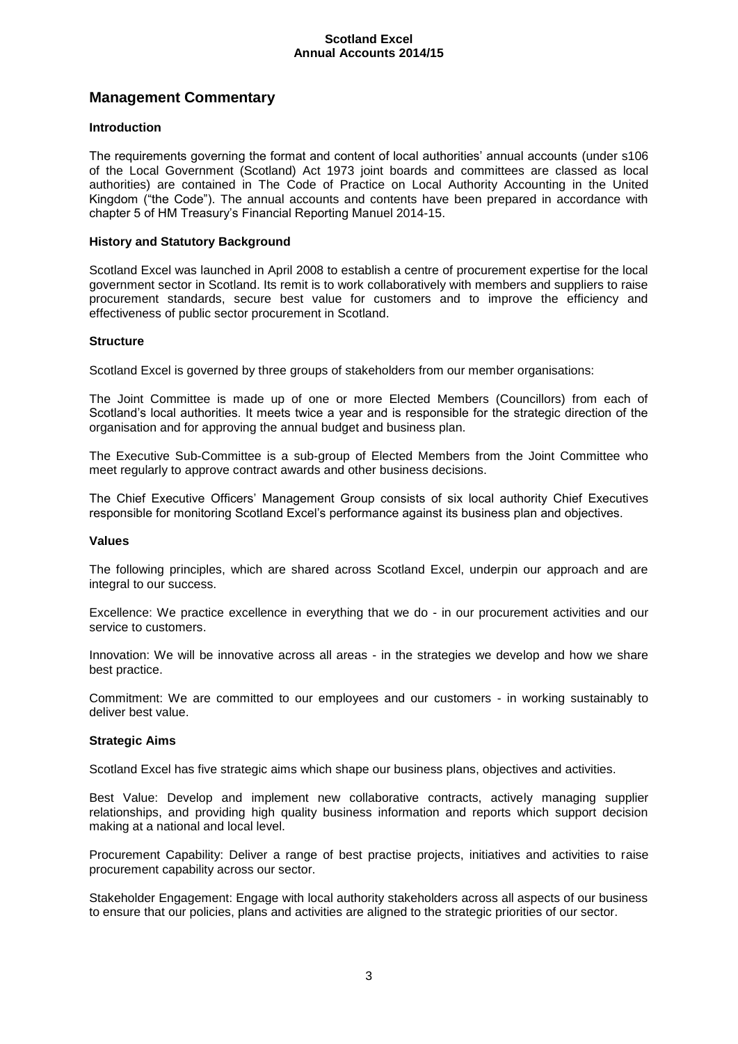## Management Commentary

### Introduction

The requirements governing the format and content of local authorities' annual accounts (under s106 of the Local Government (Scotland) Act 1973 joint boards and committees are classed as local authorities) are contained in The Code of Practice on Local Authority Accounting in the United Kingdom ("the Code"). The annual accounts and contents have been prepared in accordance with chapter 5 of HM Treasury's Financial Reporting Manuel 2014-15.

### History and Statutory Background

Scotland Excel was launched in April 2008 to establish a centre of procurement expertise for the local government sector in Scotland. Its remit is to work collaboratively with members and suppliers to raise procurement standards, secure best value for customers and to improve the efficiency and effectiveness of public sector procurement in Scotland.

### Structure

Scotland Excel is governed by three groups of stakeholders from our member organisations:

The Joint Committee is made up of one or more Elected Members (Councillors) from each of Scotland's local authorities. It meets twice a year and is responsible for the strategic direction of the organisation and for approving the annual budget and business plan.

The Executive Sub-Committee is a sub-group of Elected Members from the Joint Committee who meet regularly to approve contract awards and other business decisions.

The Chief Executive Officers' Management Group consists of six local authority Chief Executives responsible for monitoring Scotland Excel's performance against its business plan and objectives.

### Values

The following principles, which are shared across Scotland Excel, underpin our approach and are integral to our success.

Excellence: We practice excellence in everything that we do - in our procurement activities and our service to customers.

Innovation: We will be innovative across all areas - in the strategies we develop and how we share best practice.

Commitment: We are committed to our employees and our customers - in working sustainably to deliver best value.

### Strategic Aims

Scotland Excel has five strategic aims which shape our business plans, objectives and activities.

Best Value: Develop and implement new collaborative contracts, actively managing supplier relationships, and providing high quality business information and reports which support decision making at a national and local level.

Procurement Capability: Deliver a range of best practise projects, initiatives and activities to raise procurement capability across our sector.

Stakeholder Engagement: Engage with local authority stakeholders across all aspects of our business to ensure that our policies, plans and activities are aligned to the strategic priorities of our sector.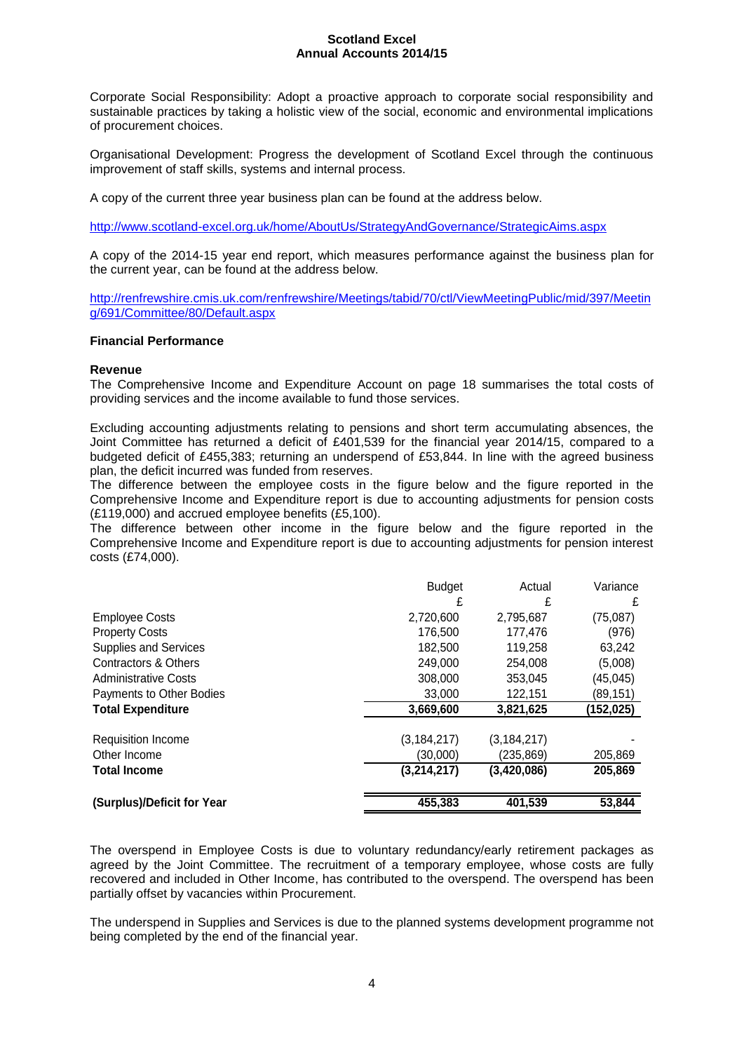Corporate Social Responsibility: Adopt a proactive approach to corporate social responsibility and sustainable practices by taking a holistic view of the social, economic and environmental implications of procurement choices.

Organisational Development: Progress the development of Scotland Excel through the continuous improvement of staff skills, systems and internal process.

A copy of the current three year business plan can be found at the address below.

http://www.scotland-excel.org.uk/home/AboutUs/StrategyAndGovernance/StrategicAims.aspx

A copy of the 2014-15 year end report, which measures performance against the business plan for the current year, can be found at the address below.

http://renfrewshire.cmis.uk.com/renfrewshire/Meetings/tabid/70/ctl/ViewMeetingPublic/mid/397/Meeting/691/Committee/80/Default.aspx

## Financial Performance

### Revenue

The Comprehensive Income and Expenditure Account on page 18 summarises the total costs of providing services and the income available to fund those services.

Excluding accounting adjustments relating to pensions and short term accumulating absences, the Joint Committee has returned a deficit of £401,539 for the financial year 2014/15, compared to a budgeted deficit of £455,383; returning an underspend of £53,844. In line with the agreed business plan, the deficit incurred was funded from reserves.

The difference between the employee costs in the figure below and the figure reported in the Comprehensive Income and Expenditure report is due to accounting adjustments for pension costs (£119,000) and accrued employee benefits (£5,100).

The difference between other income in the figure below and the figure reported in the Comprehensive Income and Expenditure report is due to accounting adjustments for pension interest costs (£74,000).

| | Budget | Actual | Variance |
|---|---|---|---|
| | £ | £ | £ |
| Employee Costs | 2,720,600 | 2,795,687 | (75,087) |
| Property Costs | 176,500 | 177,476 | (976) |
| Supplies and Services | 182,500 | 119,258 | 63,242 |
| Contractors & Others | 249,000 | 254,008 | (5,008) |
| Administrative Costs | 308,000 | 353,045 | (45,045) |
| Payments to Other Bodies | 33,000 | 122,151 | (89,151) |
| **Total Expenditure** | **3,669,600** | **3,821,625** | **(152,025)** |
| Requisition Income | (3,184,217) | (3,184,217) | - |
| Other Income | (30,000) | (235,869) | 205,869 |
| **Total Income** | **(3,214,217)** | **(3,420,086)** | **205,869** |
| **(Surplus)/Deficit for Year** | **455,383** | **401,539** | **53,844** |

The overspend in Employee Costs is due to voluntary redundancy/early retirement packages as agreed by the Joint Committee. The recruitment of a temporary employee, whose costs are fully recovered and included in Other Income, has contributed to the overspend. The overspend has been partially offset by vacancies within Procurement.

The underspend in Supplies and Services is due to the planned systems development programme not being completed by the end of the financial year.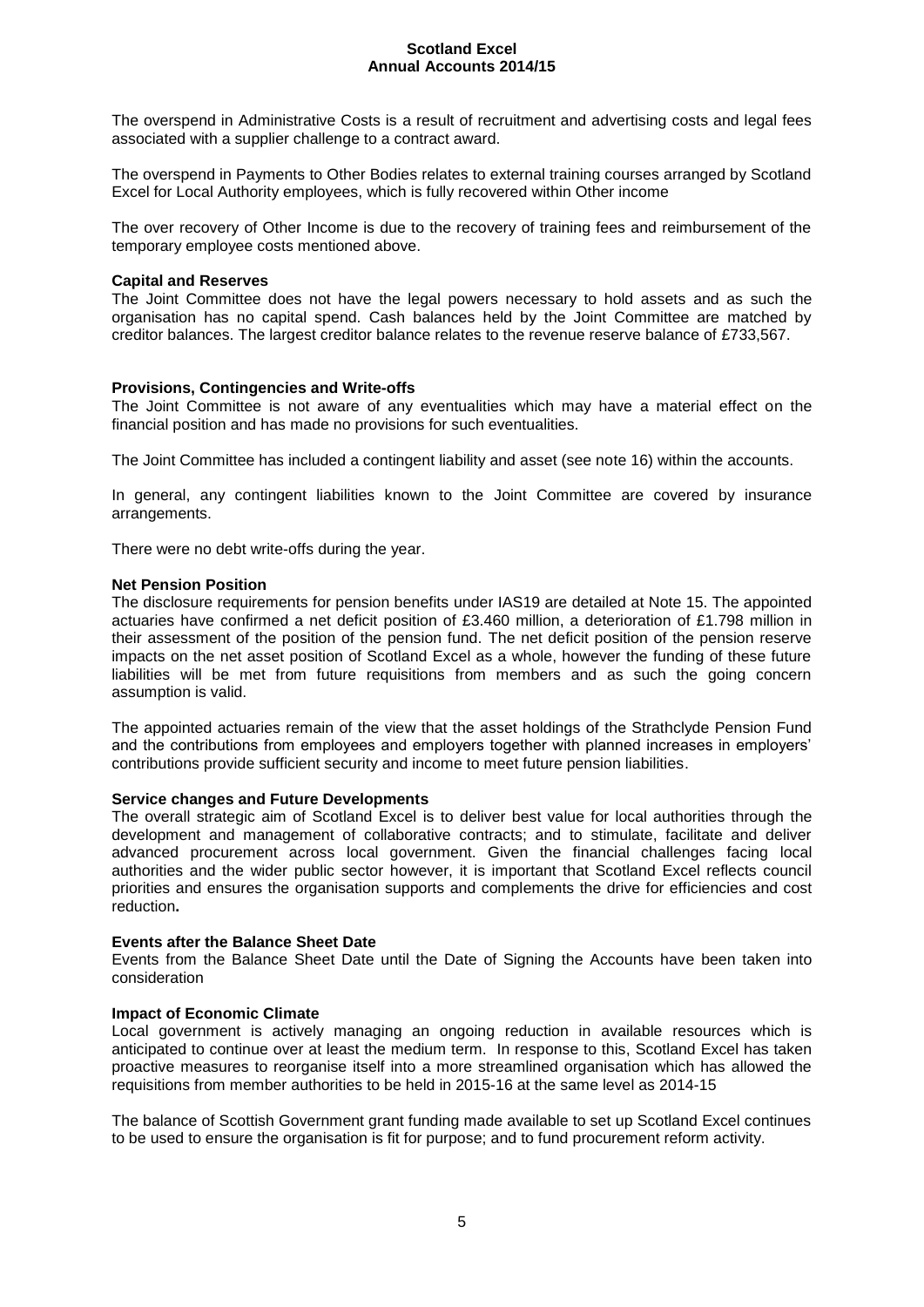The overspend in Administrative Costs is a result of recruitment and advertising costs and legal fees associated with a supplier challenge to a contract award.

The overspend in Payments to Other Bodies relates to external training courses arranged by Scotland Excel for Local Authority employees, which is fully recovered within Other income

The over recovery of Other Income is due to the recovery of training fees and reimbursement of the temporary employee costs mentioned above.

**Capital and Reserves**

The Joint Committee does not have the legal powers necessary to hold assets and as such the organisation has no capital spend. Cash balances held by the Joint Committee are matched by creditor balances. The largest creditor balance relates to the revenue reserve balance of £733,567.

**Provisions, Contingencies and Write-offs**

The Joint Committee is not aware of any eventualities which may have a material effect on the financial position and has made no provisions for such eventualities.

The Joint Committee has included a contingent liability and asset (see note 16) within the accounts.

In general, any contingent liabilities known to the Joint Committee are covered by insurance arrangements.

There were no debt write-offs during the year.

**Net Pension Position**

The disclosure requirements for pension benefits under IAS19 are detailed at Note 15. The appointed actuaries have confirmed a net deficit position of £3.460 million, a deterioration of £1.798 million in their assessment of the position of the pension fund. The net deficit position of the pension reserve impacts on the net asset position of Scotland Excel as a whole, however the funding of these future liabilities will be met from future requisitions from members and as such the going concern assumption is valid.

The appointed actuaries remain of the view that the asset holdings of the Strathclyde Pension Fund and the contributions from employees and employers together with planned increases in employers' contributions provide sufficient security and income to meet future pension liabilities.

**Service changes and Future Developments**

The overall strategic aim of Scotland Excel is to deliver best value for local authorities through the development and management of collaborative contracts; and to stimulate, facilitate and deliver advanced procurement across local government. Given the financial challenges facing local authorities and the wider public sector however, it is important that Scotland Excel reflects council priorities and ensures the organisation supports and complements the drive for efficiencies and cost reduction**.**

**Events after the Balance Sheet Date**

Events from the Balance Sheet Date until the Date of Signing the Accounts have been taken into consideration

**Impact of Economic Climate**

Local government is actively managing an ongoing reduction in available resources which is anticipated to continue over at least the medium term. In response to this, Scotland Excel has taken proactive measures to reorganise itself into a more streamlined organisation which has allowed the requisitions from member authorities to be held in 2015-16 at the same level as 2014-15

The balance of Scottish Government grant funding made available to set up Scotland Excel continues to be used to ensure the organisation is fit for purpose; and to fund procurement reform activity.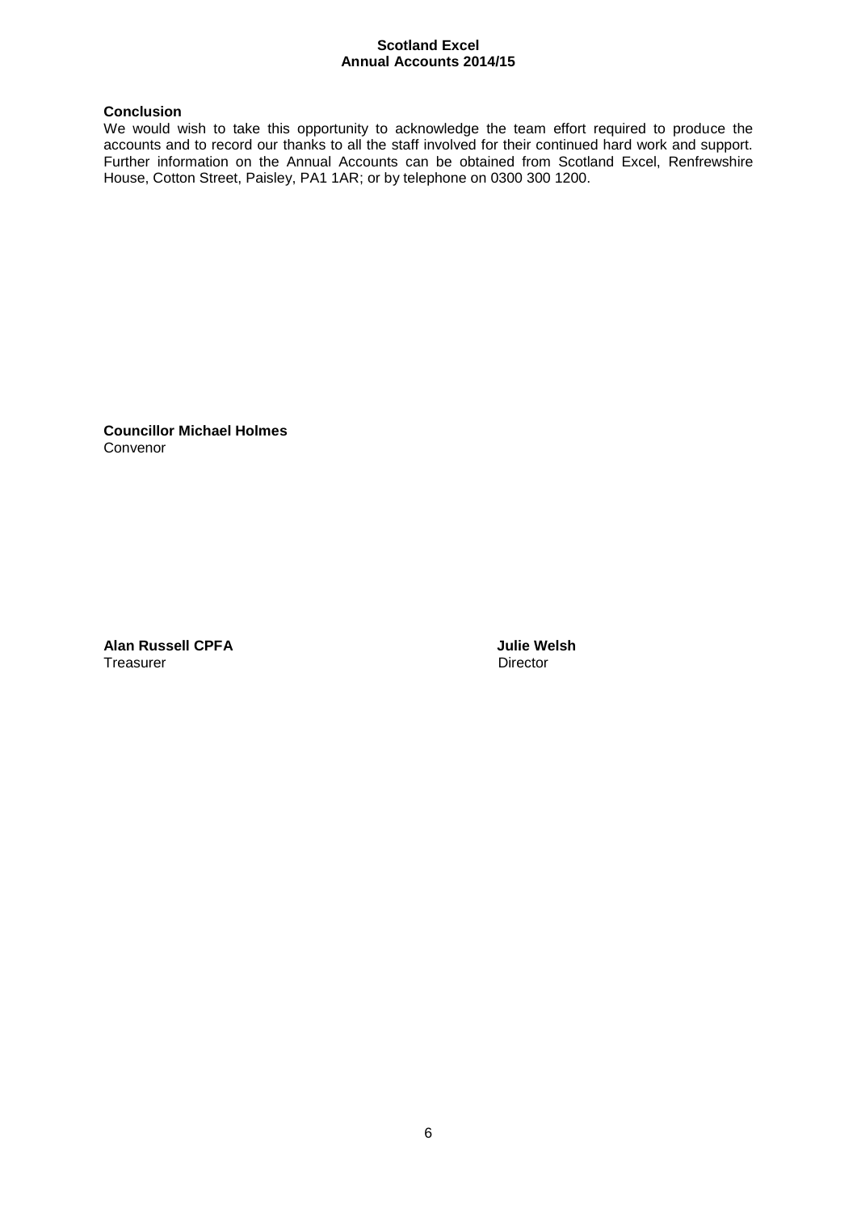**Conclusion**

We would wish to take this opportunity to acknowledge the team effort required to produce the accounts and to record our thanks to all the staff involved for their continued hard work and support. Further information on the Annual Accounts can be obtained from Scotland Excel, Renfrewshire House, Cotton Street, Paisley, PA1 1AR; or by telephone on 0300 300 1200.

**Councillor Michael Holmes**
Convenor

**Alan Russell CPFA**
Treasurer

**Julie Welsh**
Director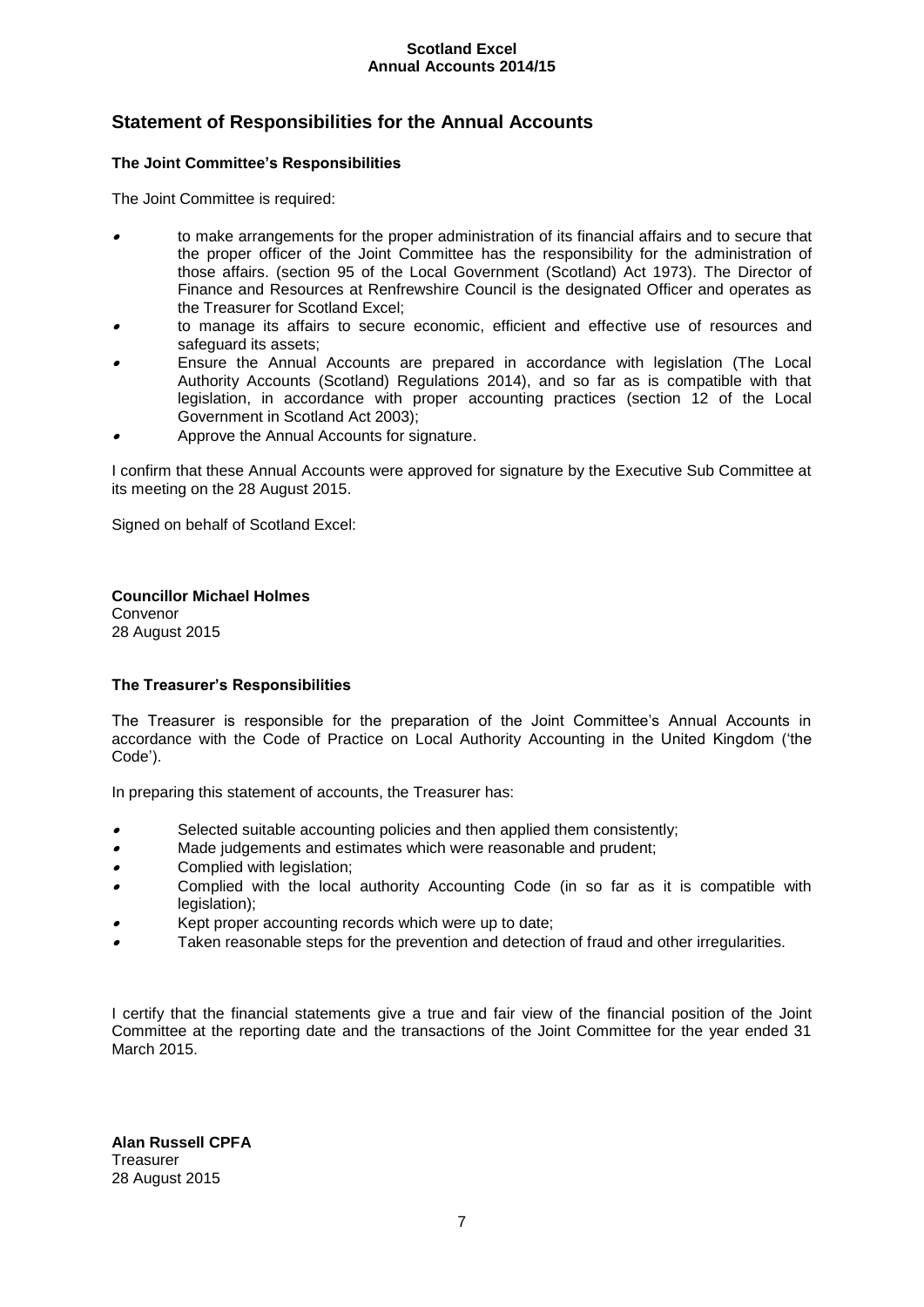## Statement of Responsibilities for the Annual Accounts

### The Joint Committee's Responsibilities

The Joint Committee is required:

- to make arrangements for the proper administration of its financial affairs and to secure that the proper officer of the Joint Committee has the responsibility for the administration of those affairs. (section 95 of the Local Government (Scotland) Act 1973). The Director of Finance and Resources at Renfrewshire Council is the designated Officer and operates as the Treasurer for Scotland Excel;
- to manage its affairs to secure economic, efficient and effective use of resources and safeguard its assets;
- Ensure the Annual Accounts are prepared in accordance with legislation (The Local Authority Accounts (Scotland) Regulations 2014), and so far as is compatible with that legislation, in accordance with proper accounting practices (section 12 of the Local Government in Scotland Act 2003);
- Approve the Annual Accounts for signature.

I confirm that these Annual Accounts were approved for signature by the Executive Sub Committee at its meeting on the 28 August 2015.

Signed on behalf of Scotland Excel:

**Councillor Michael Holmes**
Convenor
28 August 2015

### The Treasurer's Responsibilities

The Treasurer is responsible for the preparation of the Joint Committee's Annual Accounts in accordance with the Code of Practice on Local Authority Accounting in the United Kingdom ('the Code').

In preparing this statement of accounts, the Treasurer has:

- Selected suitable accounting policies and then applied them consistently;
- Made judgements and estimates which were reasonable and prudent;
- Complied with legislation;
- Complied with the local authority Accounting Code (in so far as it is compatible with legislation);
- Kept proper accounting records which were up to date;
- Taken reasonable steps for the prevention and detection of fraud and other irregularities.

I certify that the financial statements give a true and fair view of the financial position of the Joint Committee at the reporting date and the transactions of the Joint Committee for the year ended 31 March 2015.

**Alan Russell CPFA**
Treasurer
28 August 2015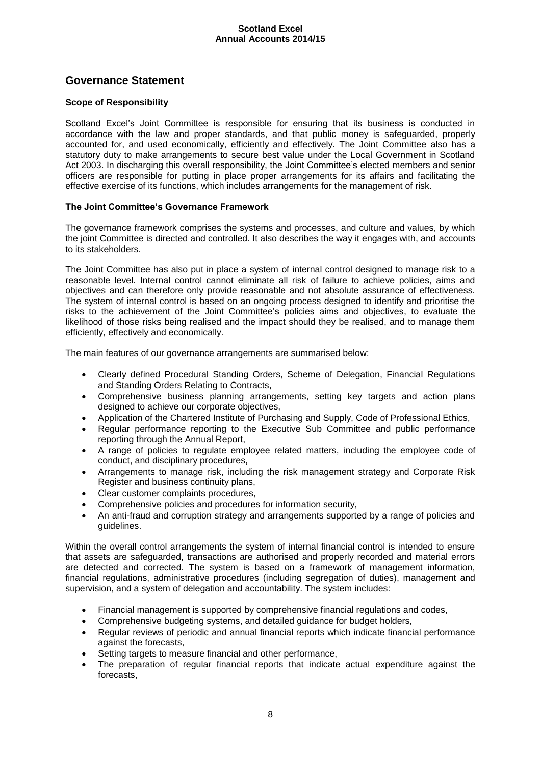## Governance Statement

### Scope of Responsibility

Scotland Excel's Joint Committee is responsible for ensuring that its business is conducted in accordance with the law and proper standards, and that public money is safeguarded, properly accounted for, and used economically, efficiently and effectively. The Joint Committee also has a statutory duty to make arrangements to secure best value under the Local Government in Scotland Act 2003. In discharging this overall responsibility, the Joint Committee's elected members and senior officers are responsible for putting in place proper arrangements for its affairs and facilitating the effective exercise of its functions, which includes arrangements for the management of risk.

### The Joint Committee's Governance Framework

The governance framework comprises the systems and processes, and culture and values, by which the joint Committee is directed and controlled. It also describes the way it engages with, and accounts to its stakeholders.

The Joint Committee has also put in place a system of internal control designed to manage risk to a reasonable level. Internal control cannot eliminate all risk of failure to achieve policies, aims and objectives and can therefore only provide reasonable and not absolute assurance of effectiveness. The system of internal control is based on an ongoing process designed to identify and prioritise the risks to the achievement of the Joint Committee's policies aims and objectives, to evaluate the likelihood of those risks being realised and the impact should they be realised, and to manage them efficiently, effectively and economically.

The main features of our governance arrangements are summarised below:

- Clearly defined Procedural Standing Orders, Scheme of Delegation, Financial Regulations and Standing Orders Relating to Contracts,
- Comprehensive business planning arrangements, setting key targets and action plans designed to achieve our corporate objectives,
- Application of the Chartered Institute of Purchasing and Supply, Code of Professional Ethics,
- Regular performance reporting to the Executive Sub Committee and public performance reporting through the Annual Report,
- A range of policies to regulate employee related matters, including the employee code of conduct, and disciplinary procedures,
- Arrangements to manage risk, including the risk management strategy and Corporate Risk Register and business continuity plans,
- Clear customer complaints procedures,
- Comprehensive policies and procedures for information security,
- An anti-fraud and corruption strategy and arrangements supported by a range of policies and guidelines.

Within the overall control arrangements the system of internal financial control is intended to ensure that assets are safeguarded, transactions are authorised and properly recorded and material errors are detected and corrected. The system is based on a framework of management information, financial regulations, administrative procedures (including segregation of duties), management and supervision, and a system of delegation and accountability. The system includes:

- Financial management is supported by comprehensive financial regulations and codes,
- Comprehensive budgeting systems, and detailed guidance for budget holders,
- Regular reviews of periodic and annual financial reports which indicate financial performance against the forecasts,
- Setting targets to measure financial and other performance,
- The preparation of regular financial reports that indicate actual expenditure against the forecasts,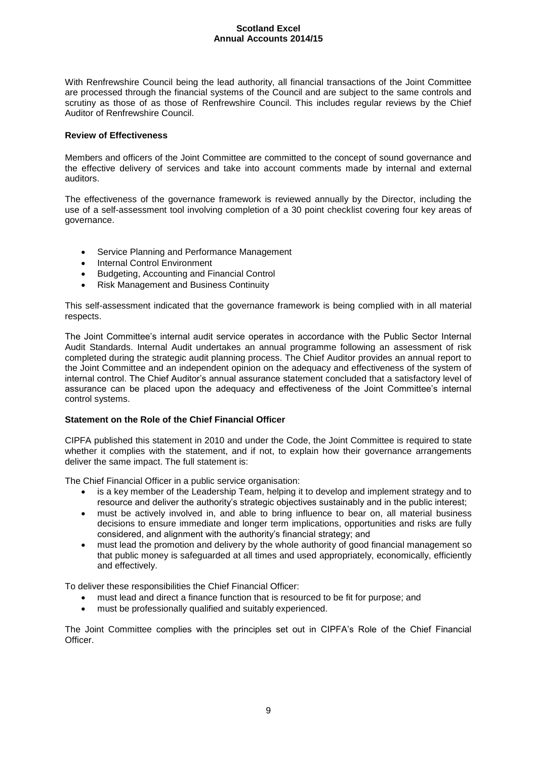With Renfrewshire Council being the lead authority, all financial transactions of the Joint Committee are processed through the financial systems of the Council and are subject to the same controls and scrutiny as those of as those of Renfrewshire Council. This includes regular reviews by the Chief Auditor of Renfrewshire Council.

**Review of Effectiveness**

Members and officers of the Joint Committee are committed to the concept of sound governance and the effective delivery of services and take into account comments made by internal and external auditors.

The effectiveness of the governance framework is reviewed annually by the Director, including the use of a self-assessment tool involving completion of a 30 point checklist covering four key areas of governance.

- Service Planning and Performance Management
- Internal Control Environment
- Budgeting, Accounting and Financial Control
- Risk Management and Business Continuity

This self-assessment indicated that the governance framework is being complied with in all material respects.

The Joint Committee's internal audit service operates in accordance with the Public Sector Internal Audit Standards. Internal Audit undertakes an annual programme following an assessment of risk completed during the strategic audit planning process. The Chief Auditor provides an annual report to the Joint Committee and an independent opinion on the adequacy and effectiveness of the system of internal control. The Chief Auditor's annual assurance statement concluded that a satisfactory level of assurance can be placed upon the adequacy and effectiveness of the Joint Committee's internal control systems.

**Statement on the Role of the Chief Financial Officer**

CIPFA published this statement in 2010 and under the Code, the Joint Committee is required to state whether it complies with the statement, and if not, to explain how their governance arrangements deliver the same impact. The full statement is:

The Chief Financial Officer in a public service organisation:

- is a key member of the Leadership Team, helping it to develop and implement strategy and to resource and deliver the authority's strategic objectives sustainably and in the public interest;
- must be actively involved in, and able to bring influence to bear on, all material business decisions to ensure immediate and longer term implications, opportunities and risks are fully considered, and alignment with the authority's financial strategy; and
- must lead the promotion and delivery by the whole authority of good financial management so that public money is safeguarded at all times and used appropriately, economically, efficiently and effectively.

To deliver these responsibilities the Chief Financial Officer:

- must lead and direct a finance function that is resourced to be fit for purpose; and
- must be professionally qualified and suitably experienced.

The Joint Committee complies with the principles set out in CIPFA's Role of the Chief Financial Officer.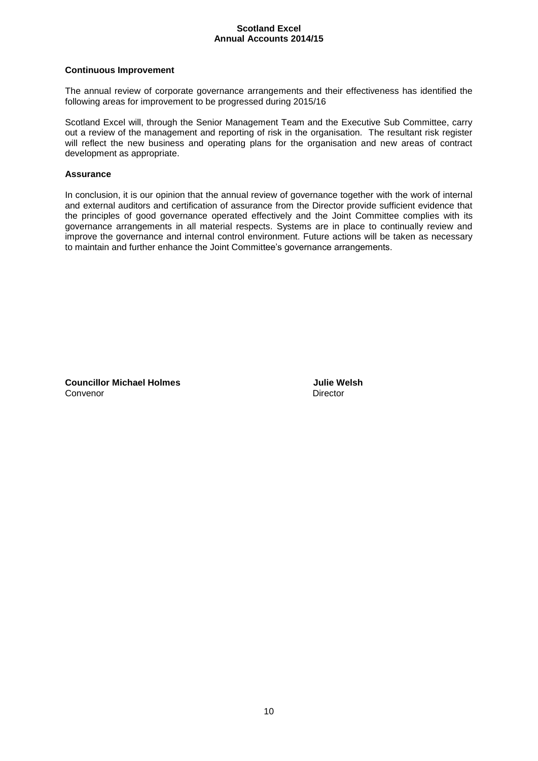### Continuous Improvement

The annual review of corporate governance arrangements and their effectiveness has identified the following areas for improvement to be progressed during 2015/16

Scotland Excel will, through the Senior Management Team and the Executive Sub Committee, carry out a review of the management and reporting of risk in the organisation. The resultant risk register will reflect the new business and operating plans for the organisation and new areas of contract development as appropriate.

### Assurance

In conclusion, it is our opinion that the annual review of governance together with the work of internal and external auditors and certification of assurance from the Director provide sufficient evidence that the principles of good governance operated effectively and the Joint Committee complies with its governance arrangements in all material respects. Systems are in place to continually review and improve the governance and internal control environment. Future actions will be taken as necessary to maintain and further enhance the Joint Committee's governance arrangements.

**Councillor Michael Holmes**
Convenor

**Julie Welsh**
Director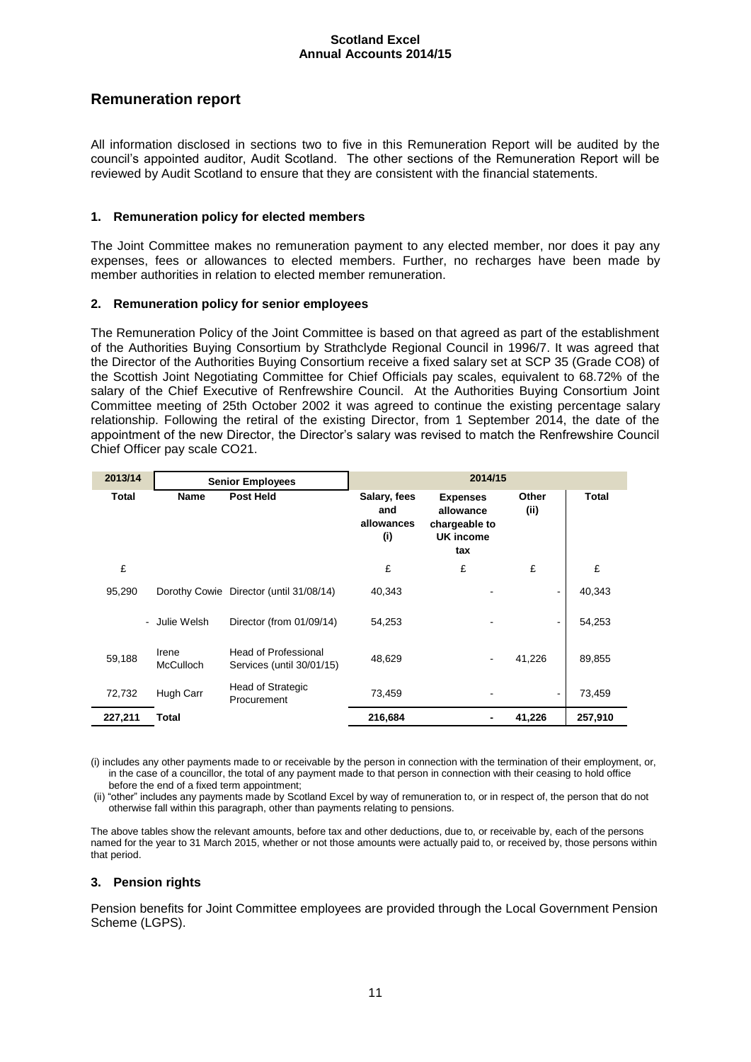## Remuneration report

All information disclosed in sections two to five in this Remuneration Report will be audited by the council's appointed auditor, Audit Scotland. The other sections of the Remuneration Report will be reviewed by Audit Scotland to ensure that they are consistent with the financial statements.

### 1. Remuneration policy for elected members

The Joint Committee makes no remuneration payment to any elected member, nor does it pay any expenses, fees or allowances to elected members. Further, no recharges have been made by member authorities in relation to elected member remuneration.

### 2. Remuneration policy for senior employees

The Remuneration Policy of the Joint Committee is based on that agreed as part of the establishment of the Authorities Buying Consortium by Strathclyde Regional Council in 1996/7. It was agreed that the Director of the Authorities Buying Consortium receive a fixed salary set at SCP 35 (Grade CO8) of the Scottish Joint Negotiating Committee for Chief Officials pay scales, equivalent to 68.72% of the salary of the Chief Executive of Renfrewshire Council. At the Authorities Buying Consortium Joint Committee meeting of 25th October 2002 it was agreed to continue the existing percentage salary relationship. Following the retiral of the existing Director, from 1 September 2014, the date of the appointment of the new Director, the Director's salary was revised to match the Renfrewshire Council Chief Officer pay scale CO21.

| 2013/14 | Senior Employees | | 2014/15 | | | |
|---|---|---|---|---|---|---|
| Total | Name | Post Held | Salary, fees and allowances (i) | Expenses allowance chargeable to UK income tax | Other (ii) | Total |
| £ | | | £ | £ | £ | £ |
| 95,290 | Dorothy Cowie | Director (until 31/08/14) | 40,343 | - | - | 40,343 |
| - | Julie Welsh | Director (from 01/09/14) | 54,253 | - | - | 54,253 |
| 59,188 | Irene McCulloch | Head of Professional Services (until 30/01/15) | 48,629 | - | 41,226 | 89,855 |
| 72,732 | Hugh Carr | Head of Strategic Procurement | 73,459 | - | - | 73,459 |
| **227,211** | **Total** | | **216,684** | **-** | **41,226** | **257,910** |

(i) includes any other payments made to or receivable by the person in connection with the termination of their employment, or, in the case of a councillor, the total of any payment made to that person in connection with their ceasing to hold office before the end of a fixed term appointment;

(ii) "other" includes any payments made by Scotland Excel by way of remuneration to, or in respect of, the person that do not otherwise fall within this paragraph, other than payments relating to pensions.

The above tables show the relevant amounts, before tax and other deductions, due to, or receivable by, each of the persons named for the year to 31 March 2015, whether or not those amounts were actually paid to, or received by, those persons within that period.

### 3. Pension rights

Pension benefits for Joint Committee employees are provided through the Local Government Pension Scheme (LGPS).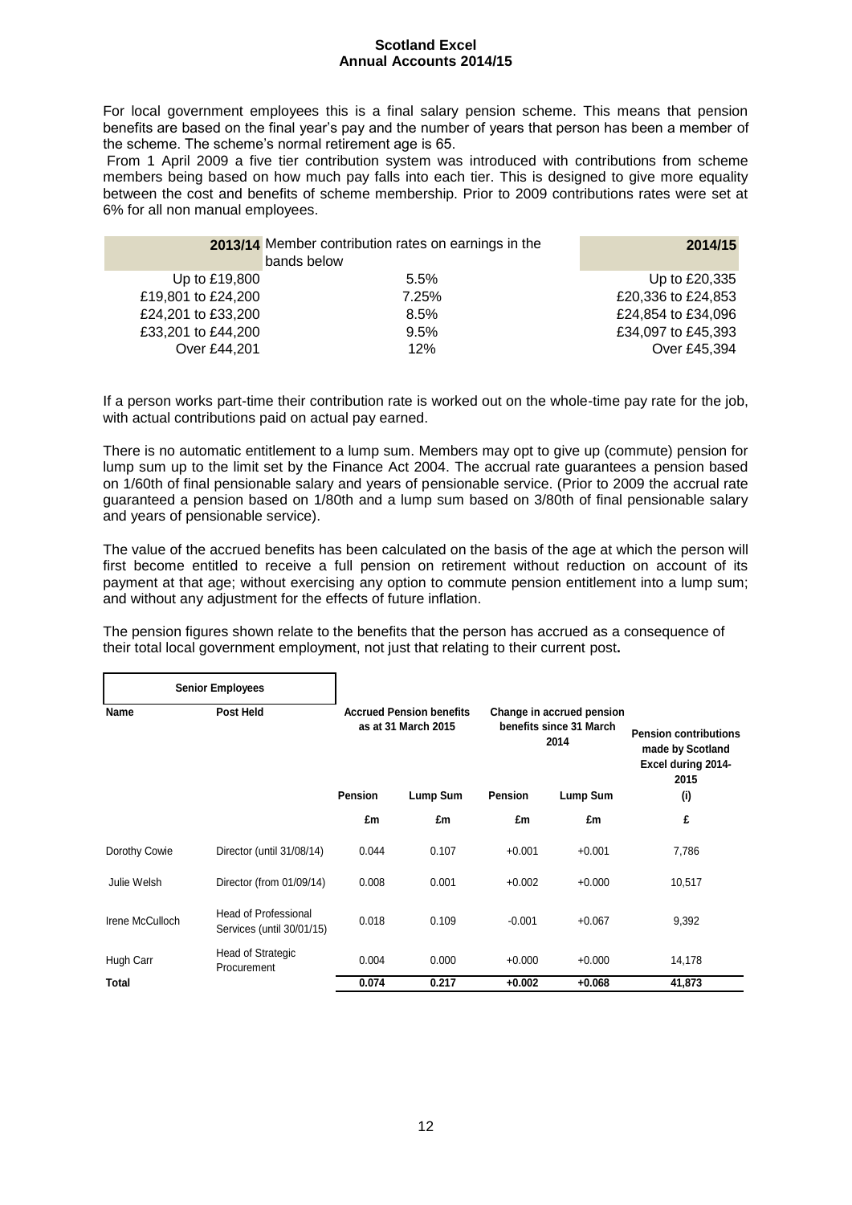For local government employees this is a final salary pension scheme. This means that pension benefits are based on the final year's pay and the number of years that person has been a member of the scheme. The scheme's normal retirement age is 65.

From 1 April 2009 a five tier contribution system was introduced with contributions from scheme members being based on how much pay falls into each tier. This is designed to give more equality between the cost and benefits of scheme membership. Prior to 2009 contributions rates were set at 6% for all non manual employees.

| 2013/14 | Member contribution rates on earnings in the bands below | 2014/15 |
|---|---|---|
| Up to £19,800 | 5.5% | Up to £20,335 |
| £19,801 to £24,200 | 7.25% | £20,336 to £24,853 |
| £24,201 to £33,200 | 8.5% | £24,854 to £34,096 |
| £33,201 to £44,200 | 9.5% | £34,097 to £45,393 |
| Over £44,201 | 12% | Over £45,394 |

If a person works part-time their contribution rate is worked out on the whole-time pay rate for the job, with actual contributions paid on actual pay earned.

There is no automatic entitlement to a lump sum. Members may opt to give up (commute) pension for lump sum up to the limit set by the Finance Act 2004. The accrual rate guarantees a pension based on 1/60th of final pensionable salary and years of pensionable service. (Prior to 2009 the accrual rate guaranteed a pension based on 1/80th and a lump sum based on 3/80th of final pensionable salary and years of pensionable service).

The value of the accrued benefits has been calculated on the basis of the age at which the person will first become entitled to receive a full pension on retirement without reduction on account of its payment at that age; without exercising any option to commute pension entitlement into a lump sum; and without any adjustment for the effects of future inflation.

The pension figures shown relate to the benefits that the person has accrued as a consequence of their total local government employment, not just that relating to their current post.

| Senior Employees | | | | | | |
|---|---|---|---|---|---|---|
| Name | Post Held | Accrued Pension benefits as at 31 March 2015 | | Change in accrued pension benefits since 31 March 2014 | | Pension contributions made by Scotland Excel during 2014-2015 |
| | | Pension | Lump Sum | Pension | Lump Sum | (i) |
| | | £m | £m | £m | £m | £ |
| Dorothy Cowie | Director (until 31/08/14) | 0.044 | 0.107 | +0.001 | +0.001 | 7,786 |
| Julie Welsh | Director (from 01/09/14) | 0.008 | 0.001 | +0.002 | +0.000 | 10,517 |
| Irene McCulloch | Head of Professional Services (until 30/01/15) | 0.018 | 0.109 | -0.001 | +0.067 | 9,392 |
| Hugh Carr | Head of Strategic Procurement | 0.004 | 0.000 | +0.000 | +0.000 | 14,178 |
| **Total** | | **0.074** | **0.217** | **+0.002** | **+0.068** | **41,873** |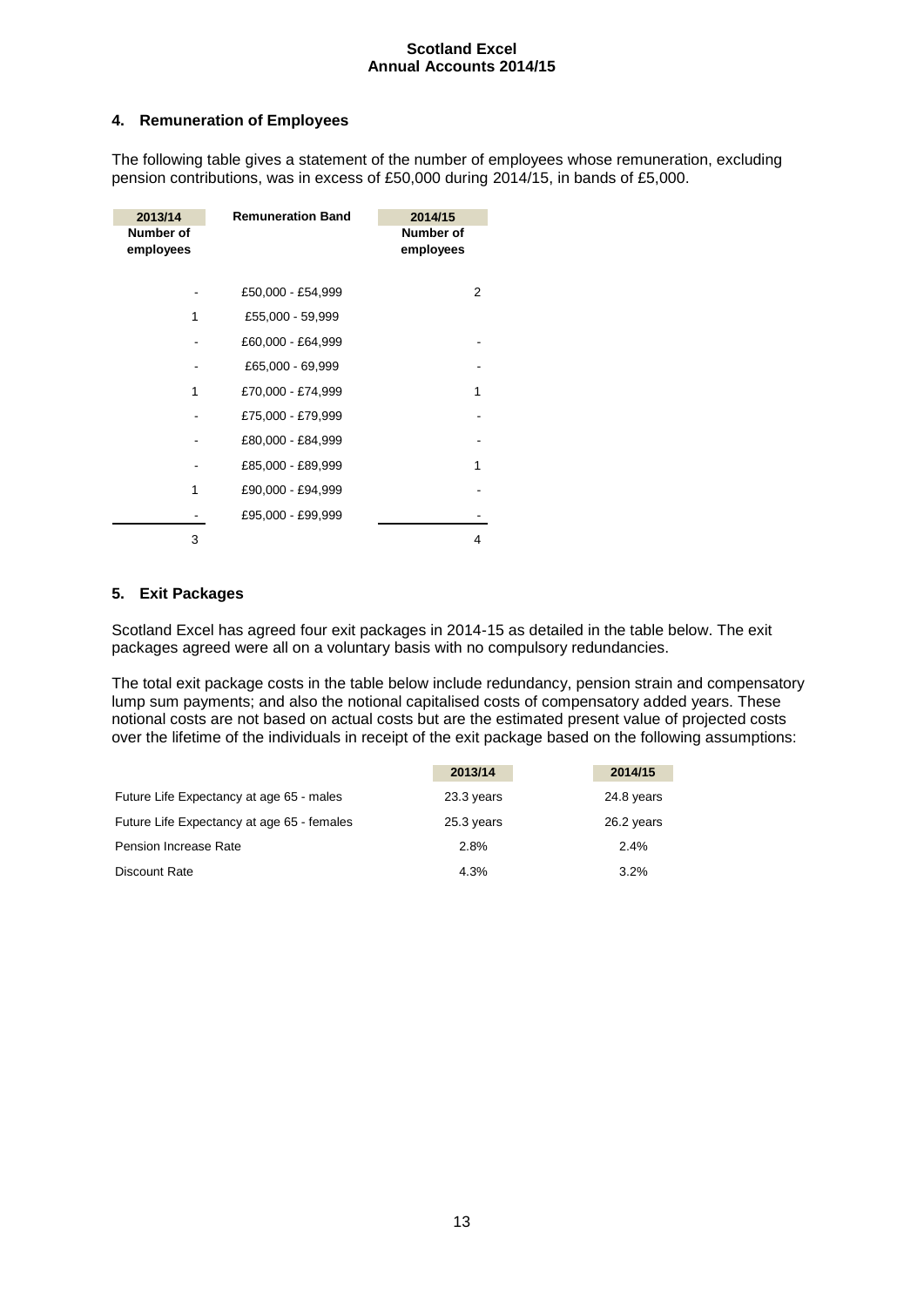## 4. Remuneration of Employees

The following table gives a statement of the number of employees whose remuneration, excluding pension contributions, was in excess of £50,000 during 2014/15, in bands of £5,000.

| 2013/14 Number of employees | Remuneration Band | 2014/15 Number of employees |
|---|---|---|
| - | £50,000 - £54,999 | 2 |
| 1 | £55,000 - 59,999 | |
| - | £60,000 - £64,999 | - |
| - | £65,000 - 69,999 | - |
| 1 | £70,000 - £74,999 | 1 |
| - | £75,000 - £79,999 | - |
| - | £80,000 - £84,999 | - |
| - | £85,000 - £89,999 | 1 |
| 1 | £90,000 - £94,999 | - |
| - | £95,000 - £99,999 | - |
| 3 | | 4 |

## 5. Exit Packages

Scotland Excel has agreed four exit packages in 2014-15 as detailed in the table below. The exit packages agreed were all on a voluntary basis with no compulsory redundancies.

The total exit package costs in the table below include redundancy, pension strain and compensatory lump sum payments; and also the notional capitalised costs of compensatory added years. These notional costs are not based on actual costs but are the estimated present value of projected costs over the lifetime of the individuals in receipt of the exit package based on the following assumptions:

| | 2013/14 | 2014/15 |
|---|---|---|
| Future Life Expectancy at age 65 - males | 23.3 years | 24.8 years |
| Future Life Expectancy at age 65 - females | 25.3 years | 26.2 years |
| Pension Increase Rate | 2.8% | 2.4% |
| Discount Rate | 4.3% | 3.2% |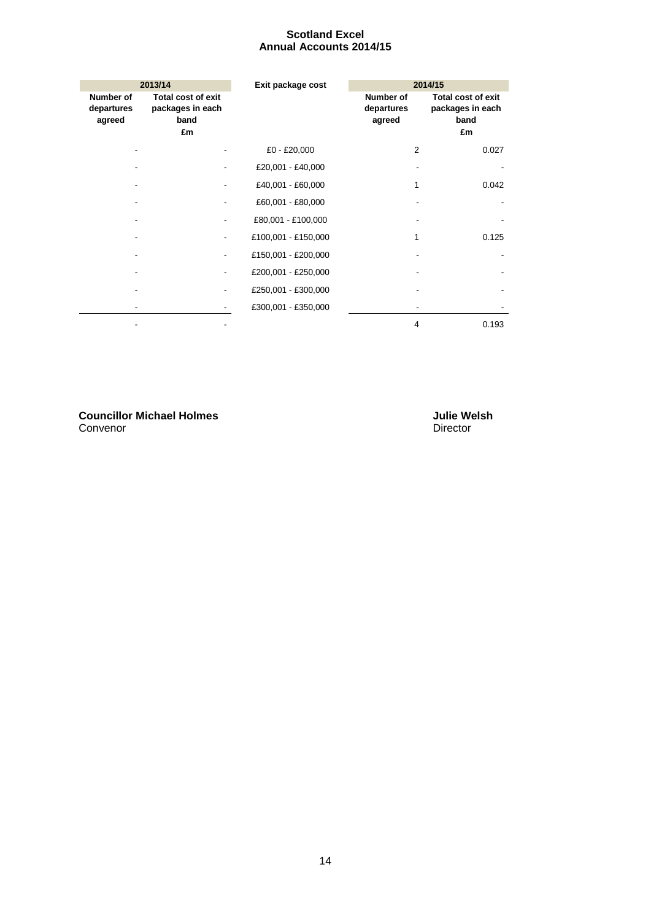# Scotland Excel
## Annual Accounts 2014/15

| 2013/14 | | Exit package cost | 2014/15 | |
|---|---|---|---|---|
| Number of departures agreed | Total cost of exit packages in each band £m | | Number of departures agreed | Total cost of exit packages in each band £m |
| - | - | £0 - £20,000 | 2 | 0.027 |
| - | - | £20,001 - £40,000 | - | - |
| - | - | £40,001 - £60,000 | 1 | 0.042 |
| - | - | £60,001 - £80,000 | - | - |
| - | - | £80,001 - £100,000 | - | - |
| - | - | £100,001 - £150,000 | 1 | 0.125 |
| - | - | £150,001 - £200,000 | - | - |
| - | - | £200,001 - £250,000 | - | - |
| - | - | £250,001 - £300,000 | - | - |
| - | - | £300,001 - £350,000 | - | - |
| - | - | | 4 | 0.193 |

**Councillor Michael Holmes**
Convenor

**Julie Welsh**
Director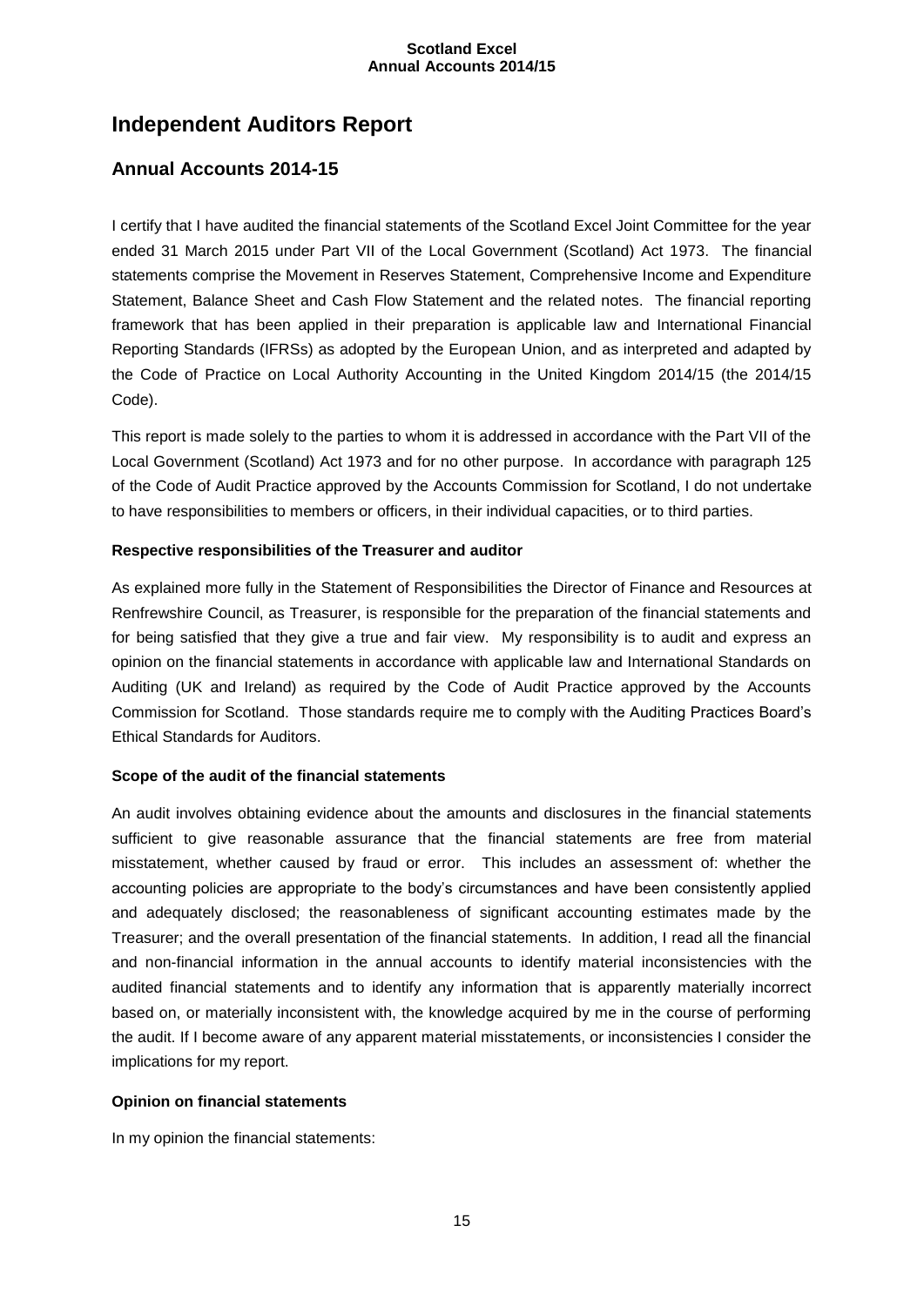# Independent Auditors Report

## Annual Accounts 2014-15

I certify that I have audited the financial statements of the Scotland Excel Joint Committee for the year ended 31 March 2015 under Part VII of the Local Government (Scotland) Act 1973. The financial statements comprise the Movement in Reserves Statement, Comprehensive Income and Expenditure Statement, Balance Sheet and Cash Flow Statement and the related notes. The financial reporting framework that has been applied in their preparation is applicable law and International Financial Reporting Standards (IFRSs) as adopted by the European Union, and as interpreted and adapted by the Code of Practice on Local Authority Accounting in the United Kingdom 2014/15 (the 2014/15 Code).

This report is made solely to the parties to whom it is addressed in accordance with the Part VII of the Local Government (Scotland) Act 1973 and for no other purpose. In accordance with paragraph 125 of the Code of Audit Practice approved by the Accounts Commission for Scotland, I do not undertake to have responsibilities to members or officers, in their individual capacities, or to third parties.

**Respective responsibilities of the Treasurer and auditor**

As explained more fully in the Statement of Responsibilities the Director of Finance and Resources at Renfrewshire Council, as Treasurer, is responsible for the preparation of the financial statements and for being satisfied that they give a true and fair view. My responsibility is to audit and express an opinion on the financial statements in accordance with applicable law and International Standards on Auditing (UK and Ireland) as required by the Code of Audit Practice approved by the Accounts Commission for Scotland. Those standards require me to comply with the Auditing Practices Board's Ethical Standards for Auditors.

**Scope of the audit of the financial statements**

An audit involves obtaining evidence about the amounts and disclosures in the financial statements sufficient to give reasonable assurance that the financial statements are free from material misstatement, whether caused by fraud or error. This includes an assessment of: whether the accounting policies are appropriate to the body's circumstances and have been consistently applied and adequately disclosed; the reasonableness of significant accounting estimates made by the Treasurer; and the overall presentation of the financial statements. In addition, I read all the financial and non-financial information in the annual accounts to identify material inconsistencies with the audited financial statements and to identify any information that is apparently materially incorrect based on, or materially inconsistent with, the knowledge acquired by me in the course of performing the audit. If I become aware of any apparent material misstatements, or inconsistencies I consider the implications for my report.

**Opinion on financial statements**

In my opinion the financial statements: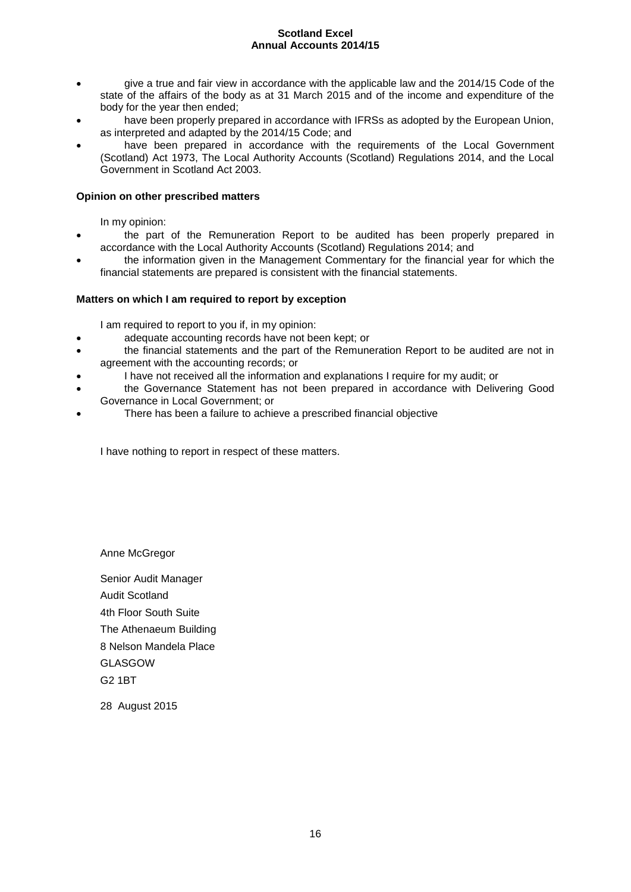- give a true and fair view in accordance with the applicable law and the 2014/15 Code of the state of the affairs of the body as at 31 March 2015 and of the income and expenditure of the body for the year then ended;
- have been properly prepared in accordance with IFRSs as adopted by the European Union, as interpreted and adapted by the 2014/15 Code; and
- have been prepared in accordance with the requirements of the Local Government (Scotland) Act 1973, The Local Authority Accounts (Scotland) Regulations 2014, and the Local Government in Scotland Act 2003.

**Opinion on other prescribed matters**

In my opinion:

- the part of the Remuneration Report to be audited has been properly prepared in accordance with the Local Authority Accounts (Scotland) Regulations 2014; and
- the information given in the Management Commentary for the financial year for which the financial statements are prepared is consistent with the financial statements.

**Matters on which I am required to report by exception**

I am required to report to you if, in my opinion:

- adequate accounting records have not been kept; or
- the financial statements and the part of the Remuneration Report to be audited are not in agreement with the accounting records; or
- I have not received all the information and explanations I require for my audit; or
- the Governance Statement has not been prepared in accordance with Delivering Good Governance in Local Government; or
- There has been a failure to achieve a prescribed financial objective

I have nothing to report in respect of these matters.

Anne McGregor

Senior Audit Manager
Audit Scotland
4th Floor South Suite
The Athenaeum Building
8 Nelson Mandela Place
GLASGOW
G2 1BT

28 August 2015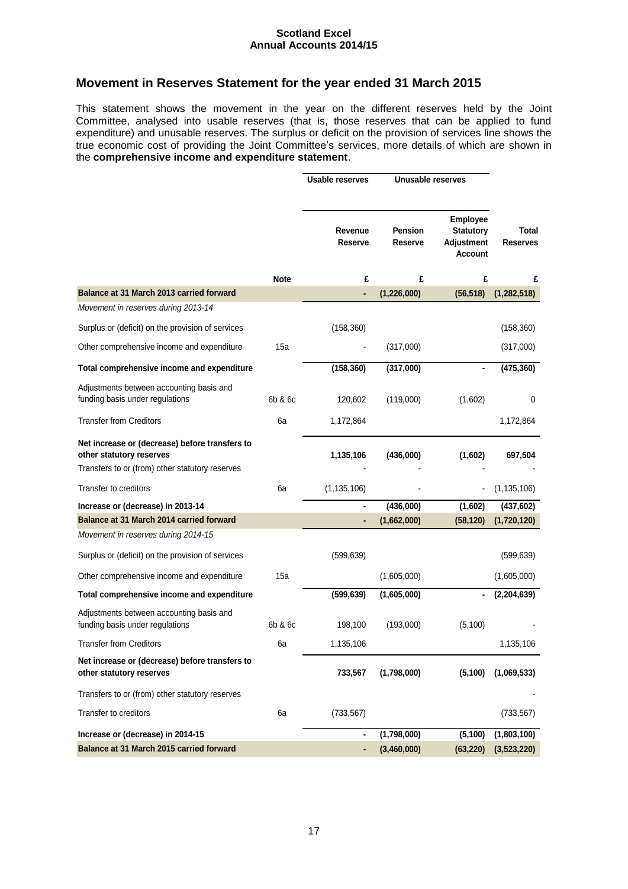## Movement in Reserves Statement for the year ended 31 March 2015

This statement shows the movement in the year on the different reserves held by the Joint Committee, analysed into usable reserves (that is, those reserves that can be applied to fund expenditure) and unusable reserves. The surplus or deficit on the provision of services line shows the true economic cost of providing the Joint Committee's services, more details of which are shown in the **comprehensive income and expenditure statement**.

| | | Usable reserves | Unusable reserves | | |
|---|---|---|---|---|---|
| | | Revenue Reserve | Pension Reserve | Employee Statutory Adjustment Account | Total Reserves |
| | **Note** | **£** | **£** | **£** | **£** |
| **Balance at 31 March 2013 carried forward** | | **-** | **(1,226,000)** | **(56,518)** | **(1,282,518)** |
| *Movement in reserves during 2013-14* | | | | | |
| Surplus or (deficit) on the provision of services | | (158,360) | | | (158,360) |
| Other comprehensive income and expenditure | 15a | - | (317,000) | | (317,000) |
| **Total comprehensive income and expenditure** | | **(158,360)** | **(317,000)** | **-** | **(475,360)** |
| Adjustments between accounting basis and funding basis under regulations | 6b & 6c | 120,602 | (119,000) | (1,602) | 0 |
| Transfer from Creditors | 6a | 1,172,864 | | | 1,172,864 |
| **Net increase or (decrease) before transfers to other statutory reserves** | | **1,135,106** | **(436,000)** | **(1,602)** | **697,504** |
| Transfers to or (from) other statutory reserves | | - | - | - | - |
| Transfer to creditors | 6a | (1,135,106) | - | - | (1,135,106) |
| **Increase or (decrease) in 2013-14** | | **-** | **(436,000)** | **(1,602)** | **(437,602)** |
| **Balance at 31 March 2014 carried forward** | | **-** | **(1,662,000)** | **(58,120)** | **(1,720,120)** |
| *Movement in reserves during 2014-15* | | | | | |
| Surplus or (deficit) on the provision of services | | (599,639) | | | (599,639) |
| Other comprehensive income and expenditure | 15a | | (1,605,000) | | (1,605,000) |
| **Total comprehensive income and expenditure** | | **(599,639)** | **(1,605,000)** | **-** | **(2,204,639)** |
| Adjustments between accounting basis and funding basis under regulations | 6b & 6c | 198,100 | (193,000) | (5,100) | - |
| Transfer from Creditors | 6a | 1,135,106 | | | 1,135,106 |
| **Net increase or (decrease) before transfers to other statutory reserves** | | **733,567** | **(1,798,000)** | **(5,100)** | **(1,069,533)** |
| Transfers to or (from) other statutory reserves | | | | | - |
| Transfer to creditors | 6a | (733,567) | | | (733,567) |
| **Increase or (decrease) in 2014-15** | | **-** | **(1,798,000)** | **(5,100)** | **(1,803,100)** |
| **Balance at 31 March 2015 carried forward** | | **-** | **(3,460,000)** | **(63,220)** | **(3,523,220)** |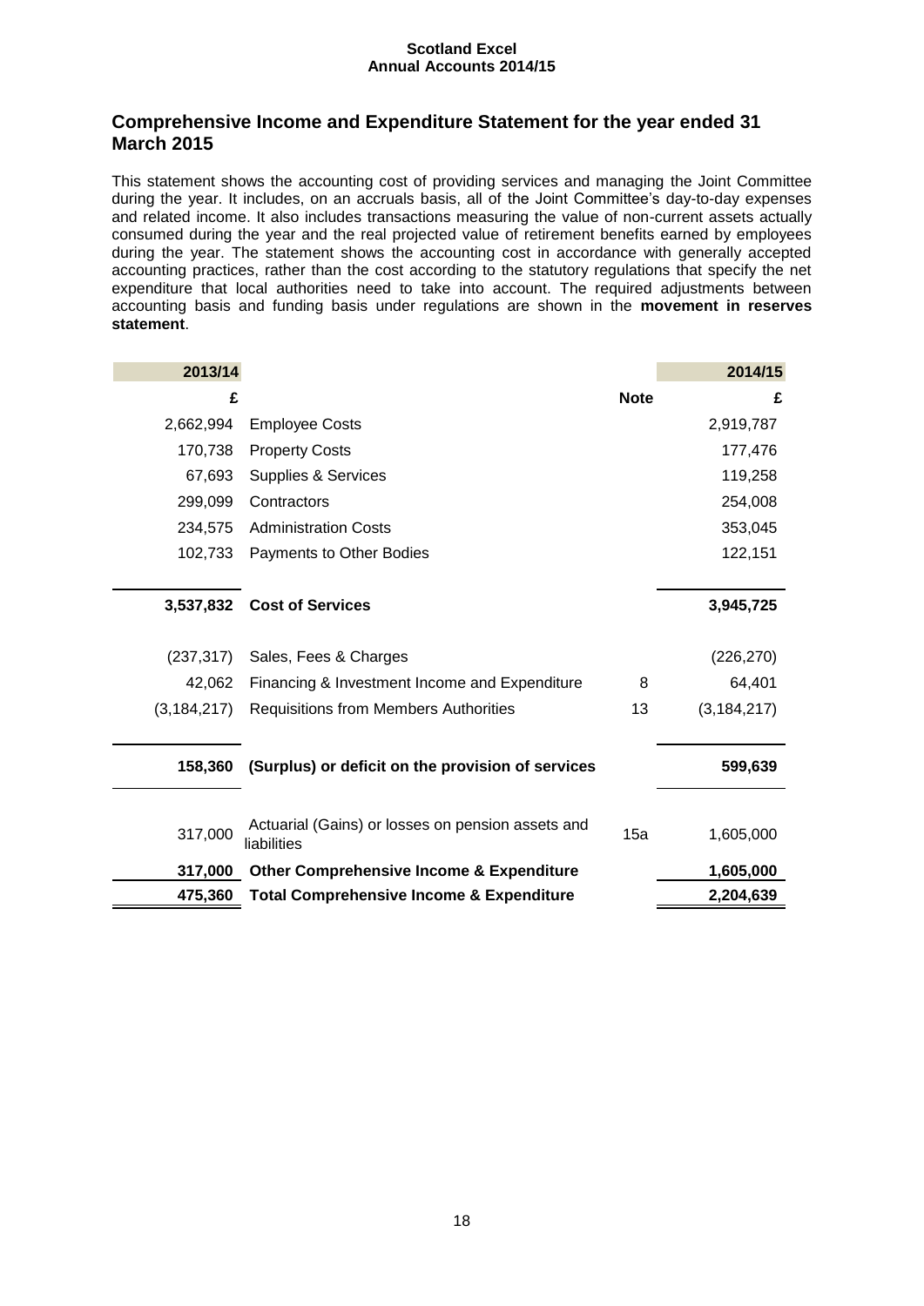## Comprehensive Income and Expenditure Statement for the year ended 31 March 2015

This statement shows the accounting cost of providing services and managing the Joint Committee during the year. It includes, on an accruals basis, all of the Joint Committee's day-to-day expenses and related income. It also includes transactions measuring the value of non-current assets actually consumed during the year and the real projected value of retirement benefits earned by employees during the year. The statement shows the accounting cost in accordance with generally accepted accounting practices, rather than the cost according to the statutory regulations that specify the net expenditure that local authorities need to take into account. The required adjustments between accounting basis and funding basis under regulations are shown in the **movement in reserves statement**.

| 2013/14 | | | 2014/15 |
|---:|---|---|---:|
| £ | | Note | £ |
| 2,662,994 | Employee Costs | | 2,919,787 |
| 170,738 | Property Costs | | 177,476 |
| 67,693 | Supplies & Services | | 119,258 |
| 299,099 | Contractors | | 254,008 |
| 234,575 | Administration Costs | | 353,045 |
| 102,733 | Payments to Other Bodies | | 122,151 |
| **3,537,832** | **Cost of Services** | | **3,945,725** |
| (237,317) | Sales, Fees & Charges | | (226,270) |
| 42,062 | Financing & Investment Income and Expenditure | 8 | 64,401 |
| (3,184,217) | Requisitions from Members Authorities | 13 | (3,184,217) |
| **158,360** | **(Surplus) or deficit on the provision of services** | | **599,639** |
| 317,000 | Actuarial (Gains) or losses on pension assets and liabilities | 15a | 1,605,000 |
| **317,000** | **Other Comprehensive Income & Expenditure** | | **1,605,000** |
| **475,360** | **Total Comprehensive Income & Expenditure** | | **2,204,639** |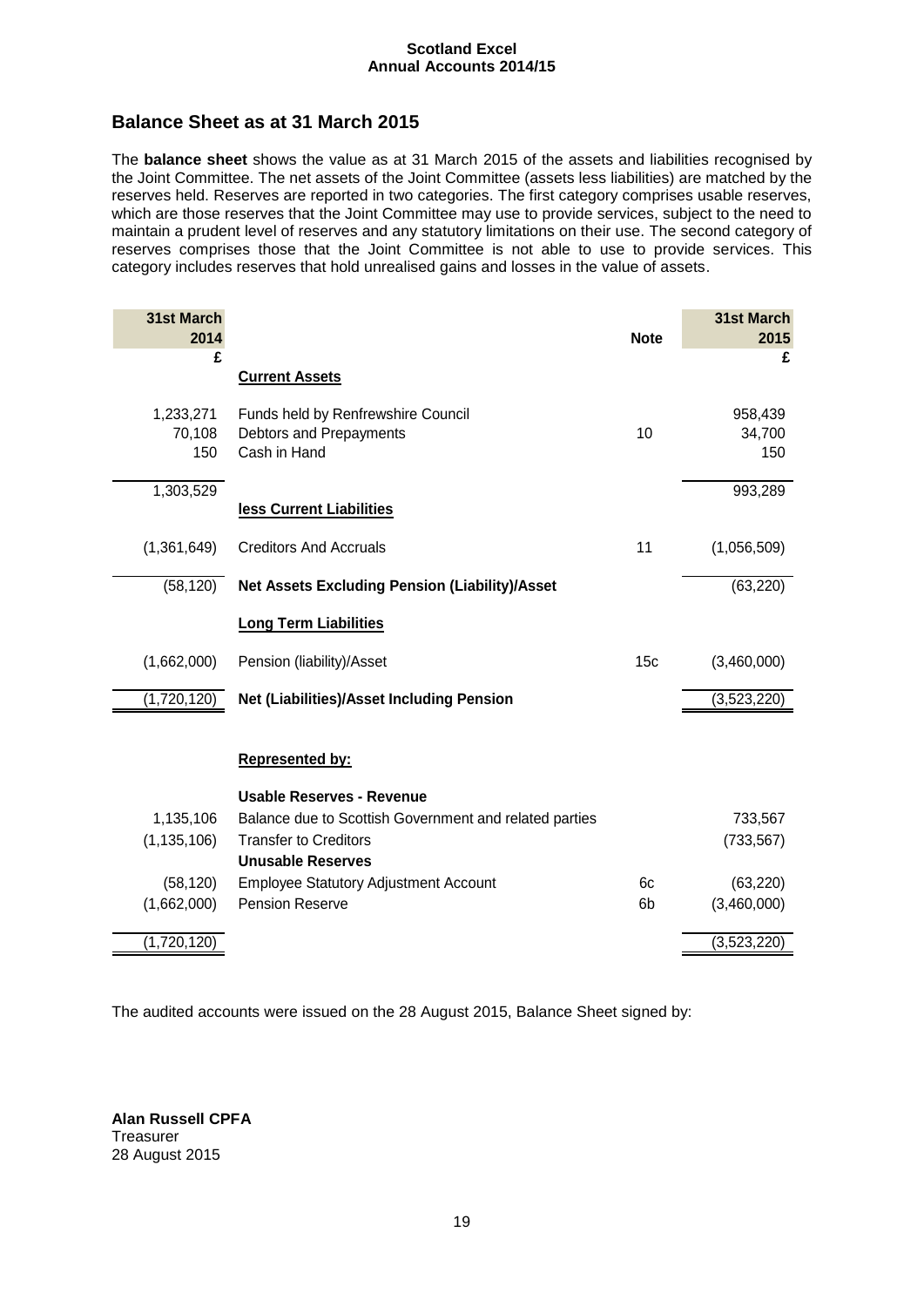## Balance Sheet as at 31 March 2015

The **balance sheet** shows the value as at 31 March 2015 of the assets and liabilities recognised by the Joint Committee. The net assets of the Joint Committee (assets less liabilities) are matched by the reserves held. Reserves are reported in two categories. The first category comprises usable reserves, which are those reserves that the Joint Committee may use to provide services, subject to the need to maintain a prudent level of reserves and any statutory limitations on their use. The second category of reserves comprises those that the Joint Committee is not able to use to provide services. This category includes reserves that hold unrealised gains and losses in the value of assets.

| 31st March 2014 £ | | Note | 31st March 2015 £ |
|---|---|---|---|
| | **Current Assets** | | |
| 1,233,271 | Funds held by Renfrewshire Council | | 958,439 |
| 70,108 | Debtors and Prepayments | 10 | 34,700 |
| 150 | Cash in Hand | | 150 |
| 1,303,529 | | | 993,289 |
| | **less Current Liabilities** | | |
| (1,361,649) | Creditors And Accruals | 11 | (1,056,509) |
| (58,120) | **Net Assets Excluding Pension (Liability)/Asset** | | (63,220) |
| | **Long Term Liabilities** | | |
| (1,662,000) | Pension (liability)/Asset | 15c | (3,460,000) |
| (1,720,120) | **Net (Liabilities)/Asset Including Pension** | | (3,523,220) |
| | **Represented by:** | | |
| | **Usable Reserves - Revenue** | | |
| 1,135,106 | Balance due to Scottish Government and related parties | | 733,567 |
| (1,135,106) | Transfer to Creditors | | (733,567) |
| | **Unusable Reserves** | | |
| (58,120) | Employee Statutory Adjustment Account | 6c | (63,220) |
| (1,662,000) | Pension Reserve | 6b | (3,460,000) |
| (1,720,120) | | | (3,523,220) |

The audited accounts were issued on the 28 August 2015, Balance Sheet signed by:

**Alan Russell CPFA**
Treasurer
28 August 2015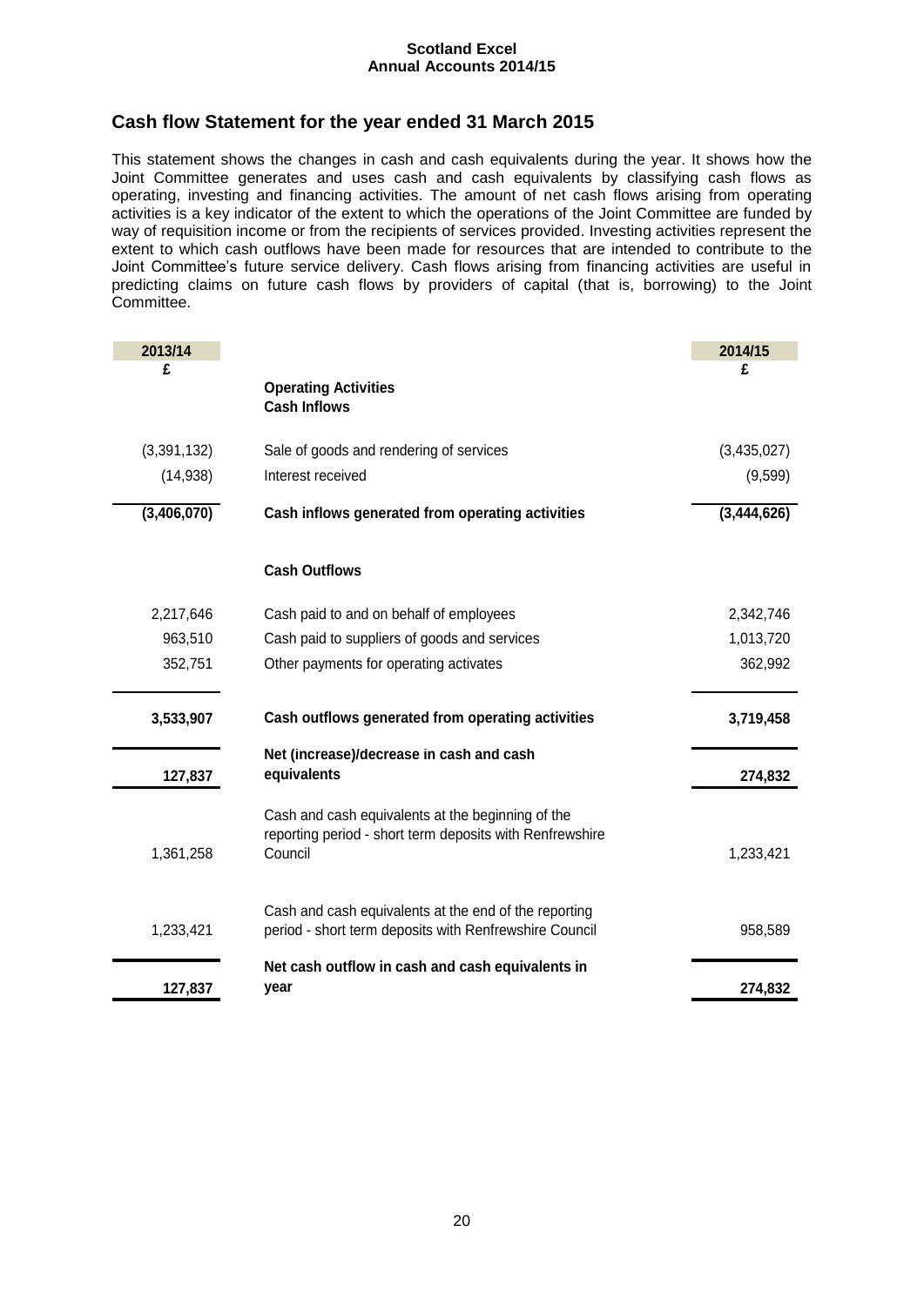## Cash flow Statement for the year ended 31 March 2015

This statement shows the changes in cash and cash equivalents during the year. It shows how the Joint Committee generates and uses cash and cash equivalents by classifying cash flows as operating, investing and financing activities. The amount of net cash flows arising from operating activities is a key indicator of the extent to which the operations of the Joint Committee are funded by way of requisition income or from the recipients of services provided. Investing activities represent the extent to which cash outflows have been made for resources that are intended to contribute to the Joint Committee's future service delivery. Cash flows arising from financing activities are useful in predicting claims on future cash flows by providers of capital (that is, borrowing) to the Joint Committee.

| 2013/14 | | 2014/15 |
|---|---|---|
| £ | | £ |
| | **Operating Activities** | |
| | **Cash Inflows** | |
| (3,391,132) | Sale of goods and rendering of services | (3,435,027) |
| (14,938) | Interest received | (9,599) |
| **(3,406,070)** | **Cash inflows generated from operating activities** | **(3,444,626)** |
| | **Cash Outflows** | |
| 2,217,646 | Cash paid to and on behalf of employees | 2,342,746 |
| 963,510 | Cash paid to suppliers of goods and services | 1,013,720 |
| 352,751 | Other payments for operating activates | 362,992 |
| **3,533,907** | **Cash outflows generated from operating activities** | **3,719,458** |
| **127,837** | **Net (increase)/decrease in cash and cash equivalents** | **274,832** |
| 1,361,258 | Cash and cash equivalents at the beginning of the reporting period - short term deposits with Renfrewshire Council | 1,233,421 |
| 1,233,421 | Cash and cash equivalents at the end of the reporting period - short term deposits with Renfrewshire Council | 958,589 |
| **127,837** | **Net cash outflow in cash and cash equivalents in year** | **274,832** |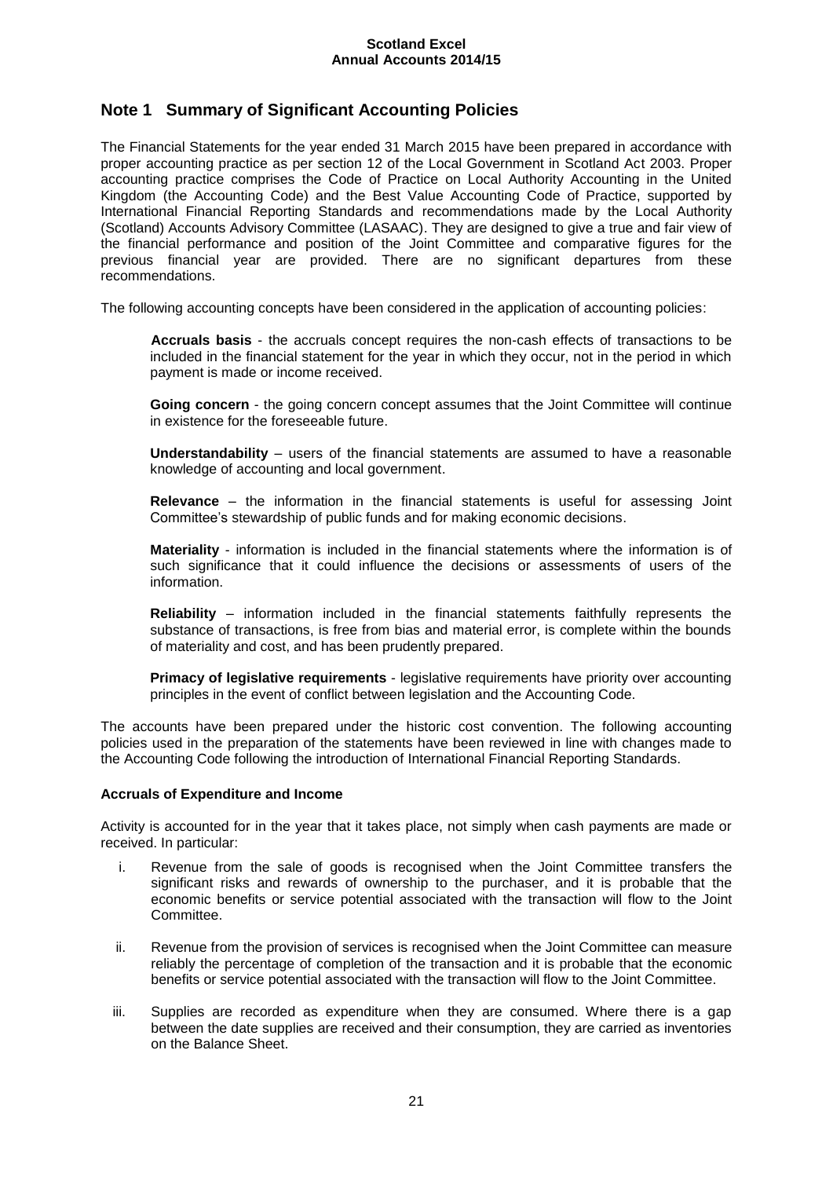# Note 1 Summary of Significant Accounting Policies

The Financial Statements for the year ended 31 March 2015 have been prepared in accordance with proper accounting practice as per section 12 of the Local Government in Scotland Act 2003. Proper accounting practice comprises the Code of Practice on Local Authority Accounting in the United Kingdom (the Accounting Code) and the Best Value Accounting Code of Practice, supported by International Financial Reporting Standards and recommendations made by the Local Authority (Scotland) Accounts Advisory Committee (LASAAC). They are designed to give a true and fair view of the financial performance and position of the Joint Committee and comparative figures for the previous financial year are provided. There are no significant departures from these recommendations.

The following accounting concepts have been considered in the application of accounting policies:

**Accruals basis** - the accruals concept requires the non-cash effects of transactions to be included in the financial statement for the year in which they occur, not in the period in which payment is made or income received.

**Going concern** - the going concern concept assumes that the Joint Committee will continue in existence for the foreseeable future.

**Understandability** – users of the financial statements are assumed to have a reasonable knowledge of accounting and local government.

**Relevance** – the information in the financial statements is useful for assessing Joint Committee's stewardship of public funds and for making economic decisions.

**Materiality** - information is included in the financial statements where the information is of such significance that it could influence the decisions or assessments of users of the information.

**Reliability** – information included in the financial statements faithfully represents the substance of transactions, is free from bias and material error, is complete within the bounds of materiality and cost, and has been prudently prepared.

**Primacy of legislative requirements** - legislative requirements have priority over accounting principles in the event of conflict between legislation and the Accounting Code.

The accounts have been prepared under the historic cost convention. The following accounting policies used in the preparation of the statements have been reviewed in line with changes made to the Accounting Code following the introduction of International Financial Reporting Standards.

**Accruals of Expenditure and Income**

Activity is accounted for in the year that it takes place, not simply when cash payments are made or received. In particular:

i. Revenue from the sale of goods is recognised when the Joint Committee transfers the significant risks and rewards of ownership to the purchaser, and it is probable that the economic benefits or service potential associated with the transaction will flow to the Joint Committee.

ii. Revenue from the provision of services is recognised when the Joint Committee can measure reliably the percentage of completion of the transaction and it is probable that the economic benefits or service potential associated with the transaction will flow to the Joint Committee.

iii. Supplies are recorded as expenditure when they are consumed. Where there is a gap between the date supplies are received and their consumption, they are carried as inventories on the Balance Sheet.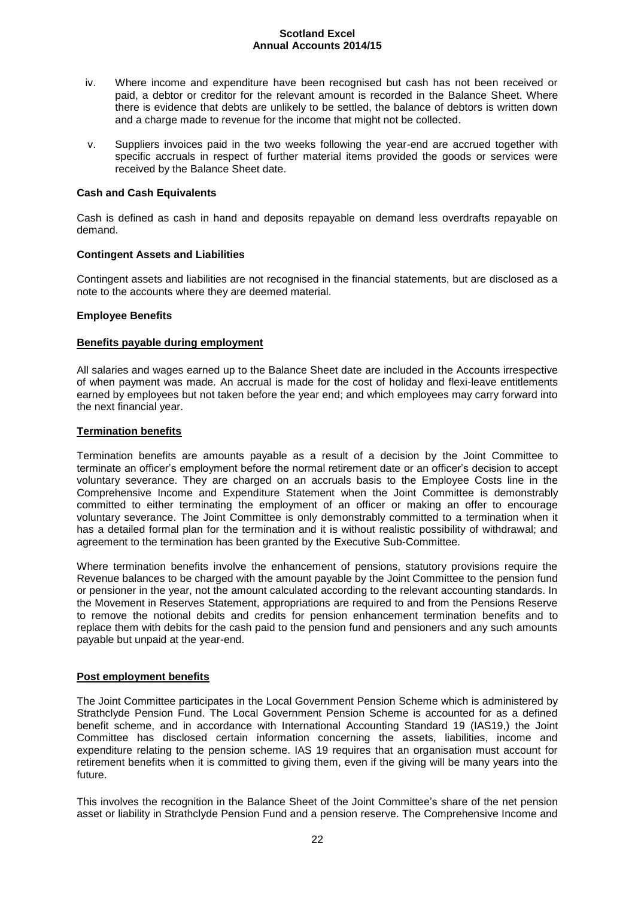iv. Where income and expenditure have been recognised but cash has not been received or paid, a debtor or creditor for the relevant amount is recorded in the Balance Sheet. Where there is evidence that debts are unlikely to be settled, the balance of debtors is written down and a charge made to revenue for the income that might not be collected.

v. Suppliers invoices paid in the two weeks following the year-end are accrued together with specific accruals in respect of further material items provided the goods or services were received by the Balance Sheet date.

**Cash and Cash Equivalents**

Cash is defined as cash in hand and deposits repayable on demand less overdrafts repayable on demand.

**Contingent Assets and Liabilities**

Contingent assets and liabilities are not recognised in the financial statements, but are disclosed as a note to the accounts where they are deemed material.

**Employee Benefits**

**Benefits payable during employment**

All salaries and wages earned up to the Balance Sheet date are included in the Accounts irrespective of when payment was made. An accrual is made for the cost of holiday and flexi-leave entitlements earned by employees but not taken before the year end; and which employees may carry forward into the next financial year.

**Termination benefits**

Termination benefits are amounts payable as a result of a decision by the Joint Committee to terminate an officer's employment before the normal retirement date or an officer's decision to accept voluntary severance. They are charged on an accruals basis to the Employee Costs line in the Comprehensive Income and Expenditure Statement when the Joint Committee is demonstrably committed to either terminating the employment of an officer or making an offer to encourage voluntary severance. The Joint Committee is only demonstrably committed to a termination when it has a detailed formal plan for the termination and it is without realistic possibility of withdrawal; and agreement to the termination has been granted by the Executive Sub-Committee.

Where termination benefits involve the enhancement of pensions, statutory provisions require the Revenue balances to be charged with the amount payable by the Joint Committee to the pension fund or pensioner in the year, not the amount calculated according to the relevant accounting standards. In the Movement in Reserves Statement, appropriations are required to and from the Pensions Reserve to remove the notional debits and credits for pension enhancement termination benefits and to replace them with debits for the cash paid to the pension fund and pensioners and any such amounts payable but unpaid at the year-end.

**Post employment benefits**

The Joint Committee participates in the Local Government Pension Scheme which is administered by Strathclyde Pension Fund. The Local Government Pension Scheme is accounted for as a defined benefit scheme, and in accordance with International Accounting Standard 19 (IAS19,) the Joint Committee has disclosed certain information concerning the assets, liabilities, income and expenditure relating to the pension scheme. IAS 19 requires that an organisation must account for retirement benefits when it is committed to giving them, even if the giving will be many years into the future.

This involves the recognition in the Balance Sheet of the Joint Committee's share of the net pension asset or liability in Strathclyde Pension Fund and a pension reserve. The Comprehensive Income and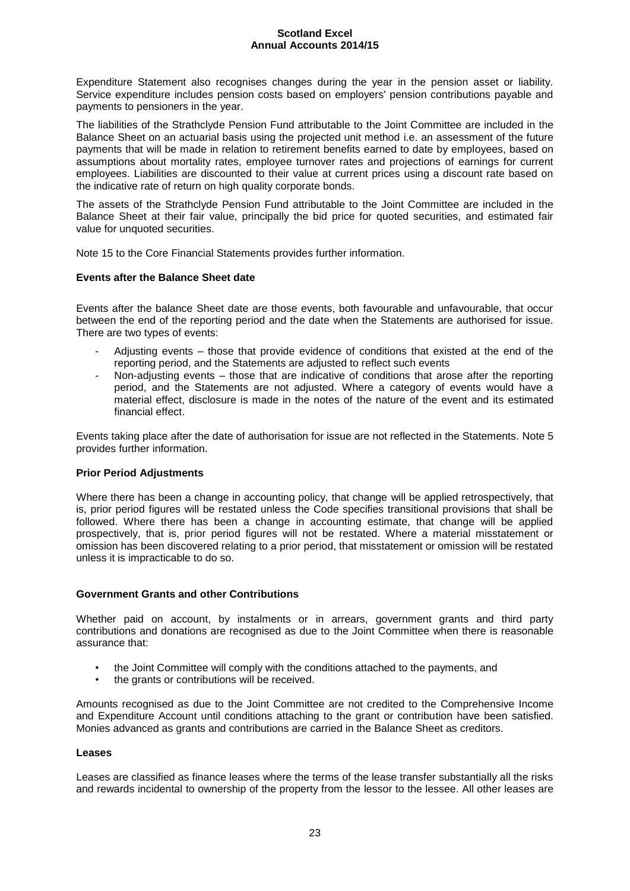Expenditure Statement also recognises changes during the year in the pension asset or liability. Service expenditure includes pension costs based on employers' pension contributions payable and payments to pensioners in the year.

The liabilities of the Strathclyde Pension Fund attributable to the Joint Committee are included in the Balance Sheet on an actuarial basis using the projected unit method i.e. an assessment of the future payments that will be made in relation to retirement benefits earned to date by employees, based on assumptions about mortality rates, employee turnover rates and projections of earnings for current employees. Liabilities are discounted to their value at current prices using a discount rate based on the indicative rate of return on high quality corporate bonds.

The assets of the Strathclyde Pension Fund attributable to the Joint Committee are included in the Balance Sheet at their fair value, principally the bid price for quoted securities, and estimated fair value for unquoted securities.

Note 15 to the Core Financial Statements provides further information.

**Events after the Balance Sheet date**

Events after the balance Sheet date are those events, both favourable and unfavourable, that occur between the end of the reporting period and the date when the Statements are authorised for issue. There are two types of events:

- Adjusting events – those that provide evidence of conditions that existed at the end of the reporting period, and the Statements are adjusted to reflect such events
- Non-adjusting events – those that are indicative of conditions that arose after the reporting period, and the Statements are not adjusted. Where a category of events would have a material effect, disclosure is made in the notes of the nature of the event and its estimated financial effect.

Events taking place after the date of authorisation for issue are not reflected in the Statements. Note 5 provides further information.

**Prior Period Adjustments**

Where there has been a change in accounting policy, that change will be applied retrospectively, that is, prior period figures will be restated unless the Code specifies transitional provisions that shall be followed. Where there has been a change in accounting estimate, that change will be applied prospectively, that is, prior period figures will not be restated. Where a material misstatement or omission has been discovered relating to a prior period, that misstatement or omission will be restated unless it is impracticable to do so.

**Government Grants and other Contributions**

Whether paid on account, by instalments or in arrears, government grants and third party contributions and donations are recognised as due to the Joint Committee when there is reasonable assurance that:

- the Joint Committee will comply with the conditions attached to the payments, and
- the grants or contributions will be received.

Amounts recognised as due to the Joint Committee are not credited to the Comprehensive Income and Expenditure Account until conditions attaching to the grant or contribution have been satisfied. Monies advanced as grants and contributions are carried in the Balance Sheet as creditors.

**Leases**

Leases are classified as finance leases where the terms of the lease transfer substantially all the risks and rewards incidental to ownership of the property from the lessor to the lessee. All other leases are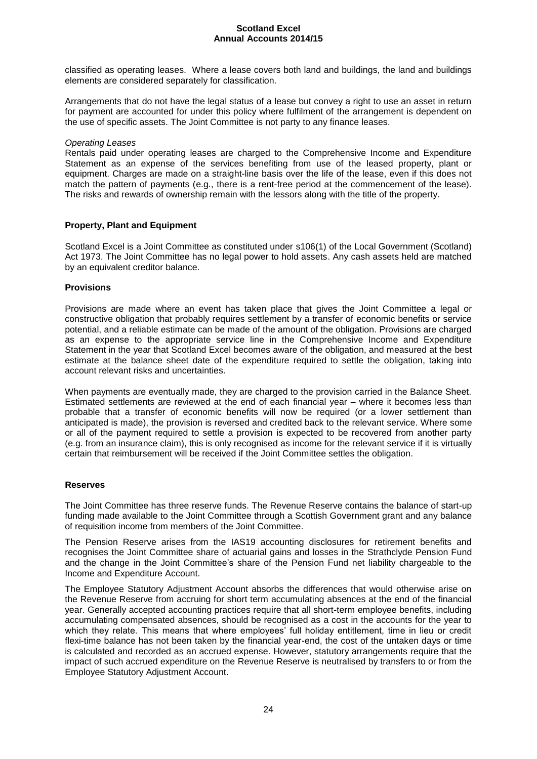classified as operating leases. Where a lease covers both land and buildings, the land and buildings elements are considered separately for classification.

Arrangements that do not have the legal status of a lease but convey a right to use an asset in return for payment are accounted for under this policy where fulfilment of the arrangement is dependent on the use of specific assets. The Joint Committee is not party to any finance leases.

*Operating Leases*

Rentals paid under operating leases are charged to the Comprehensive Income and Expenditure Statement as an expense of the services benefiting from use of the leased property, plant or equipment. Charges are made on a straight-line basis over the life of the lease, even if this does not match the pattern of payments (e.g., there is a rent-free period at the commencement of the lease). The risks and rewards of ownership remain with the lessors along with the title of the property.

**Property, Plant and Equipment**

Scotland Excel is a Joint Committee as constituted under s106(1) of the Local Government (Scotland) Act 1973. The Joint Committee has no legal power to hold assets. Any cash assets held are matched by an equivalent creditor balance.

**Provisions**

Provisions are made where an event has taken place that gives the Joint Committee a legal or constructive obligation that probably requires settlement by a transfer of economic benefits or service potential, and a reliable estimate can be made of the amount of the obligation. Provisions are charged as an expense to the appropriate service line in the Comprehensive Income and Expenditure Statement in the year that Scotland Excel becomes aware of the obligation, and measured at the best estimate at the balance sheet date of the expenditure required to settle the obligation, taking into account relevant risks and uncertainties.

When payments are eventually made, they are charged to the provision carried in the Balance Sheet. Estimated settlements are reviewed at the end of each financial year – where it becomes less than probable that a transfer of economic benefits will now be required (or a lower settlement than anticipated is made), the provision is reversed and credited back to the relevant service. Where some or all of the payment required to settle a provision is expected to be recovered from another party (e.g. from an insurance claim), this is only recognised as income for the relevant service if it is virtually certain that reimbursement will be received if the Joint Committee settles the obligation.

**Reserves**

The Joint Committee has three reserve funds. The Revenue Reserve contains the balance of start-up funding made available to the Joint Committee through a Scottish Government grant and any balance of requisition income from members of the Joint Committee.

The Pension Reserve arises from the IAS19 accounting disclosures for retirement benefits and recognises the Joint Committee share of actuarial gains and losses in the Strathclyde Pension Fund and the change in the Joint Committee's share of the Pension Fund net liability chargeable to the Income and Expenditure Account.

The Employee Statutory Adjustment Account absorbs the differences that would otherwise arise on the Revenue Reserve from accruing for short term accumulating absences at the end of the financial year. Generally accepted accounting practices require that all short-term employee benefits, including accumulating compensated absences, should be recognised as a cost in the accounts for the year to which they relate. This means that where employees' full holiday entitlement, time in lieu or credit flexi-time balance has not been taken by the financial year-end, the cost of the untaken days or time is calculated and recorded as an accrued expense. However, statutory arrangements require that the impact of such accrued expenditure on the Revenue Reserve is neutralised by transfers to or from the Employee Statutory Adjustment Account.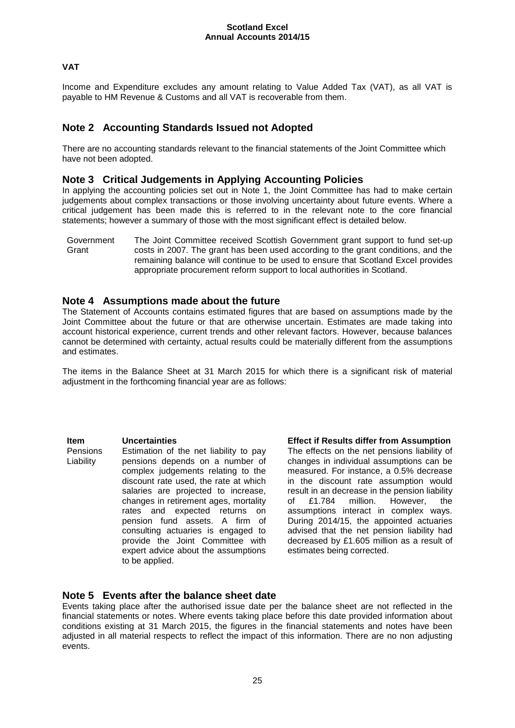**VAT**

Income and Expenditure excludes any amount relating to Value Added Tax (VAT), as all VAT is payable to HM Revenue & Customs and all VAT is recoverable from them.

## Note 2 Accounting Standards Issued not Adopted

There are no accounting standards relevant to the financial statements of the Joint Committee which have not been adopted.

## Note 3 Critical Judgements in Applying Accounting Policies

In applying the accounting policies set out in Note 1, the Joint Committee has had to make certain judgements about complex transactions or those involving uncertainty about future events. Where a critical judgement has been made this is referred to in the relevant note to the core financial statements; however a summary of those with the most significant effect is detailed below.

| | |
|---|---|
| Government Grant | The Joint Committee received Scottish Government grant support to fund set-up costs in 2007. The grant has been used according to the grant conditions, and the remaining balance will continue to be used to ensure that Scotland Excel provides appropriate procurement reform support to local authorities in Scotland. |

## Note 4 Assumptions made about the future

The Statement of Accounts contains estimated figures that are based on assumptions made by the Joint Committee about the future or that are otherwise uncertain. Estimates are made taking into account historical experience, current trends and other relevant factors. However, because balances cannot be determined with certainty, actual results could be materially different from the assumptions and estimates.

The items in the Balance Sheet at 31 March 2015 for which there is a significant risk of material adjustment in the forthcoming financial year are as follows:

| Item | Uncertainties | Effect if Results differ from Assumption |
|---|---|---|
| Pensions Liability | Estimation of the net liability to pay pensions depends on a number of complex judgements relating to the discount rate used, the rate at which salaries are projected to increase, changes in retirement ages, mortality rates and expected returns on pension fund assets. A firm of consulting actuaries is engaged to provide the Joint Committee with expert advice about the assumptions to be applied. | The effects on the net pensions liability of changes in individual assumptions can be measured. For instance, a 0.5% decrease in the discount rate assumption would result in an decrease in the pension liability of £1.784 million. However, the assumptions interact in complex ways. During 2014/15, the appointed actuaries advised that the net pension liability had decreased by £1.605 million as a result of estimates being corrected. |

## Note 5 Events after the balance sheet date

Events taking place after the authorised issue date per the balance sheet are not reflected in the financial statements or notes. Where events taking place before this date provided information about conditions existing at 31 March 2015, the figures in the financial statements and notes have been adjusted in all material respects to reflect the impact of this information. There are no non adjusting events.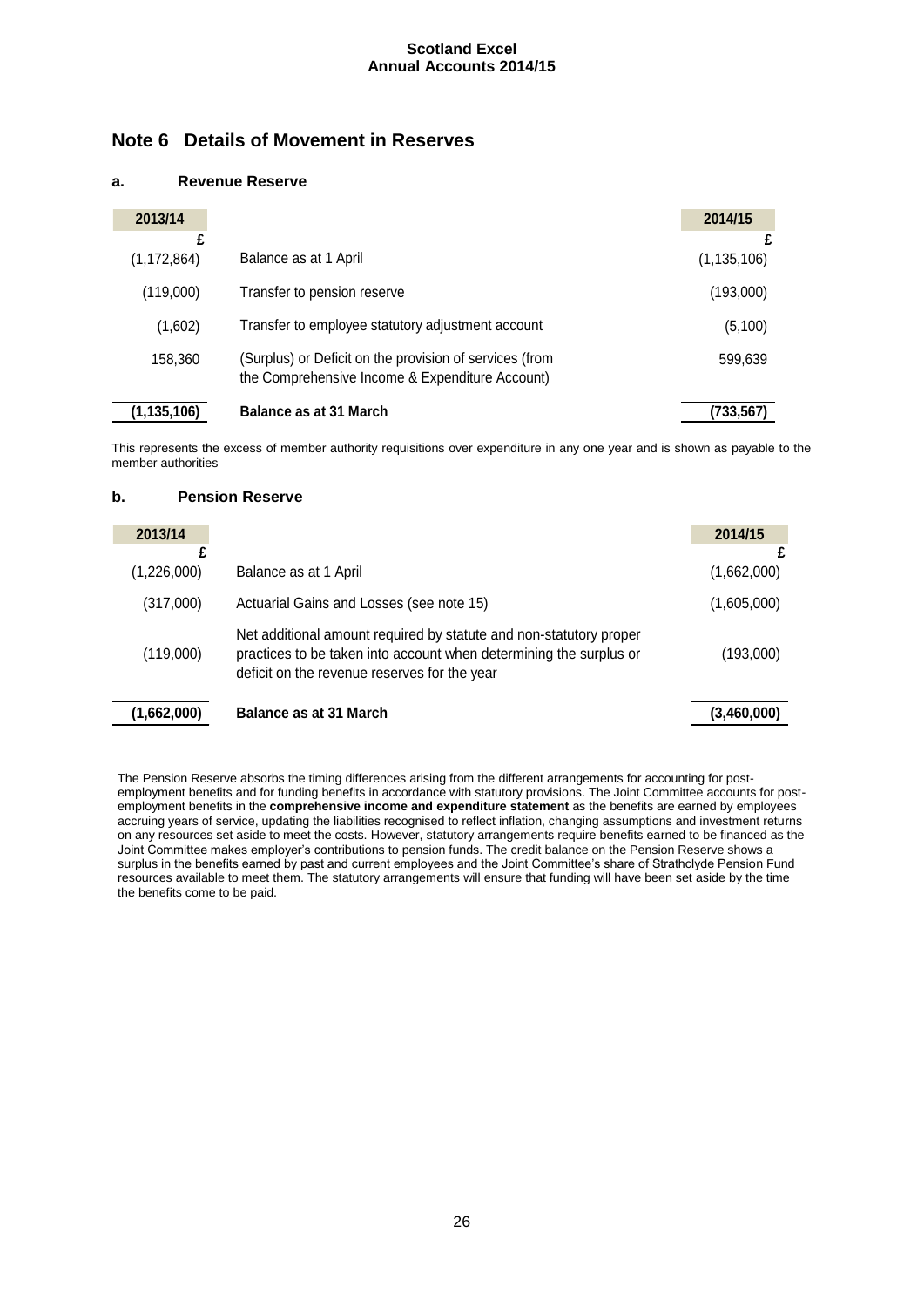## Note 6 Details of Movement in Reserves

### a. Revenue Reserve

| 2013/14 | | 2014/15 |
|---|---|---|
| £ | | £ |
| (1,172,864) | Balance as at 1 April | (1,135,106) |
| (119,000) | Transfer to pension reserve | (193,000) |
| (1,602) | Transfer to employee statutory adjustment account | (5,100) |
| 158,360 | (Surplus) or Deficit on the provision of services (from the Comprehensive Income & Expenditure Account) | 599,639 |
| **(1,135,106)** | **Balance as at 31 March** | **(733,567)** |

This represents the excess of member authority requisitions over expenditure in any one year and is shown as payable to the member authorities

### b. Pension Reserve

| 2013/14 | | 2014/15 |
|---|---|---|
| £ | | £ |
| (1,226,000) | Balance as at 1 April | (1,662,000) |
| (317,000) | Actuarial Gains and Losses (see note 15) | (1,605,000) |
| (119,000) | Net additional amount required by statute and non-statutory proper practices to be taken into account when determining the surplus or deficit on the revenue reserves for the year | (193,000) |
| **(1,662,000)** | **Balance as at 31 March** | **(3,460,000)** |

The Pension Reserve absorbs the timing differences arising from the different arrangements for accounting for post-employment benefits and for funding benefits in accordance with statutory provisions. The Joint Committee accounts for post-employment benefits in the **comprehensive income and expenditure statement** as the benefits are earned by employees accruing years of service, updating the liabilities recognised to reflect inflation, changing assumptions and investment returns on any resources set aside to meet the costs. However, statutory arrangements require benefits earned to be financed as the Joint Committee makes employer's contributions to pension funds. The credit balance on the Pension Reserve shows a surplus in the benefits earned by past and current employees and the Joint Committee's share of Strathclyde Pension Fund resources available to meet them. The statutory arrangements will ensure that funding will have been set aside by the time the benefits come to be paid.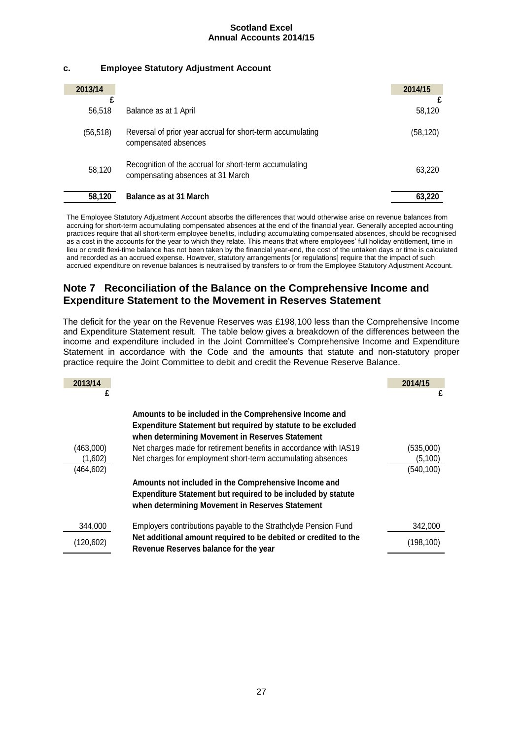### c. Employee Statutory Adjustment Account

| 2013/14 | | 2014/15 |
|---|---|---|
| £ | | £ |
| 56,518 | Balance as at 1 April | 58,120 |
| (56,518) | Reversal of prior year accrual for short-term accumulating compensated absences | (58,120) |
| 58,120 | Recognition of the accrual for short-term accumulating compensating absences at 31 March | 63,220 |
| **58,120** | **Balance as at 31 March** | **63,220** |

The Employee Statutory Adjustment Account absorbs the differences that would otherwise arise on revenue balances from accruing for short-term accumulating compensated absences at the end of the financial year. Generally accepted accounting practices require that all short-term employee benefits, including accumulating compensated absences, should be recognised as a cost in the accounts for the year to which they relate. This means that where employees' full holiday entitlement, time in lieu or credit flexi-time balance has not been taken by the financial year-end, the cost of the untaken days or time is calculated and recorded as an accrued expense. However, statutory arrangements [or regulations] require that the impact of such accrued expenditure on revenue balances is neutralised by transfers to or from the Employee Statutory Adjustment Account.

## Note 7 Reconciliation of the Balance on the Comprehensive Income and Expenditure Statement to the Movement in Reserves Statement

The deficit for the year on the Revenue Reserves was £198,100 less than the Comprehensive Income and Expenditure Statement result. The table below gives a breakdown of the differences between the income and expenditure included in the Joint Committee's Comprehensive Income and Expenditure Statement in accordance with the Code and the amounts that statute and non-statutory proper practice require the Joint Committee to debit and credit the Revenue Reserve Balance.

| 2013/14 | | 2014/15 |
|---|---|---|
| £ | | £ |
| | **Amounts to be included in the Comprehensive Income and Expenditure Statement but required by statute to be excluded when determining Movement in Reserves Statement** | |
| (463,000) | Net charges made for retirement benefits in accordance with IAS19 | (535,000) |
| (1,602) | Net charges for employment short-term accumulating absences | (5,100) |
| (464,602) | | (540,100) |
| | **Amounts not included in the Comprehensive Income and Expenditure Statement but required to be included by statute when determining Movement in Reserves Statement** | |
| 344,000 | Employers contributions payable to the Strathclyde Pension Fund | 342,000 |
| (120,602) | **Net additional amount required to be debited or credited to the Revenue Reserves balance for the year** | (198,100) |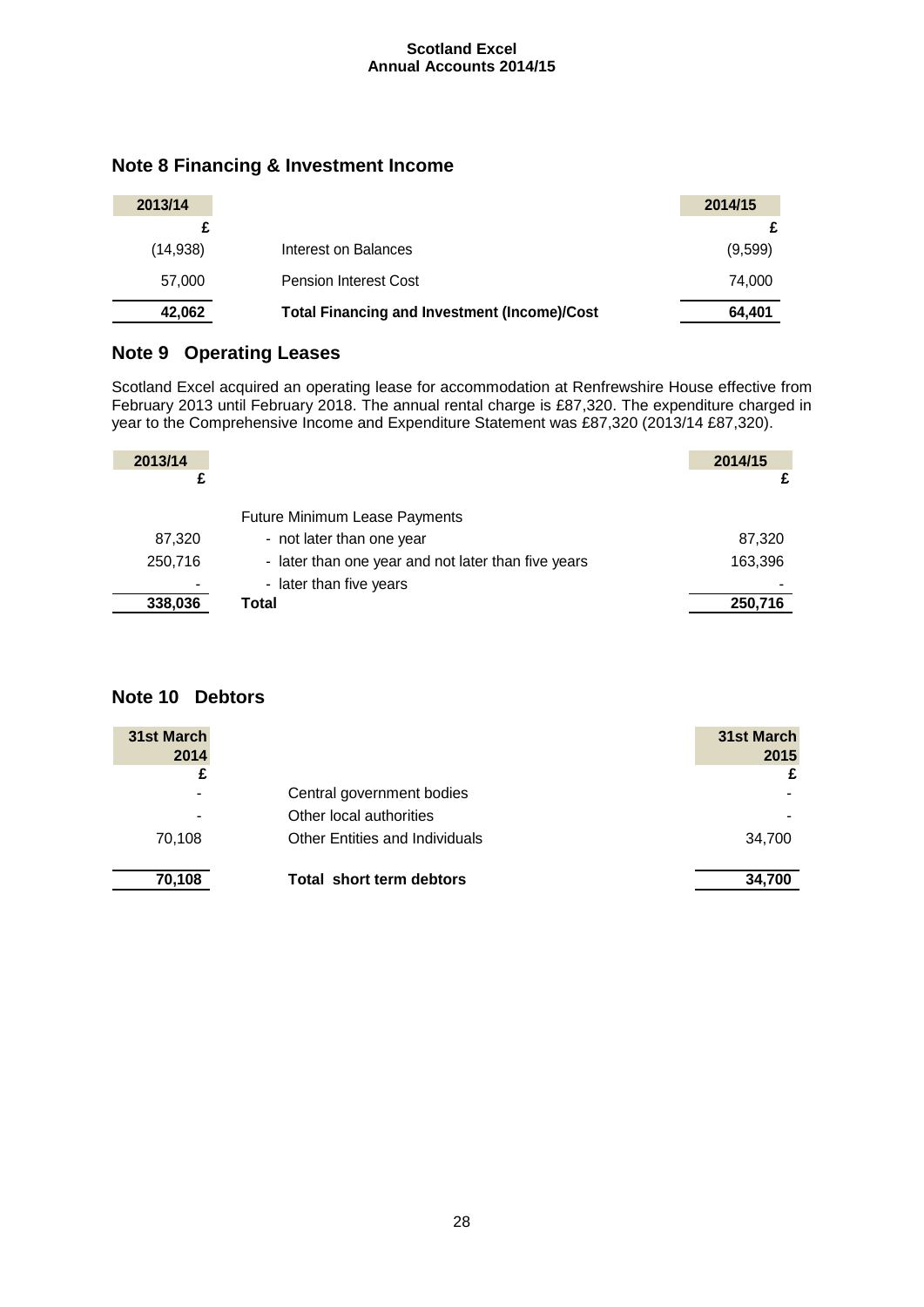## Note 8 Financing & Investment Income

| 2013/14 | | 2014/15 |
|---|---|---|
| £ | | £ |
| (14,938) | Interest on Balances | (9,599) |
| 57,000 | Pension Interest Cost | 74,000 |
| **42,062** | **Total Financing and Investment (Income)/Cost** | **64,401** |

## Note 9 Operating Leases

Scotland Excel acquired an operating lease for accommodation at Renfrewshire House effective from February 2013 until February 2018. The annual rental charge is £87,320. The expenditure charged in year to the Comprehensive Income and Expenditure Statement was £87,320 (2013/14 £87,320).

| 2013/14 | | 2014/15 |
|---|---|---|
| £ | | £ |
| | Future Minimum Lease Payments | |
| 87,320 | - not later than one year | 87,320 |
| 250,716 | - later than one year and not later than five years | 163,396 |
| - | - later than five years | - |
| **338,036** | **Total** | **250,716** |

## Note 10 Debtors

| 31st March 2014 | | 31st March 2015 |
|---|---|---|
| £ | | £ |
| - | Central government bodies | - |
| - | Other local authorities | - |
| 70,108 | Other Entities and Individuals | 34,700 |
| **70,108** | **Total short term debtors** | **34,700** |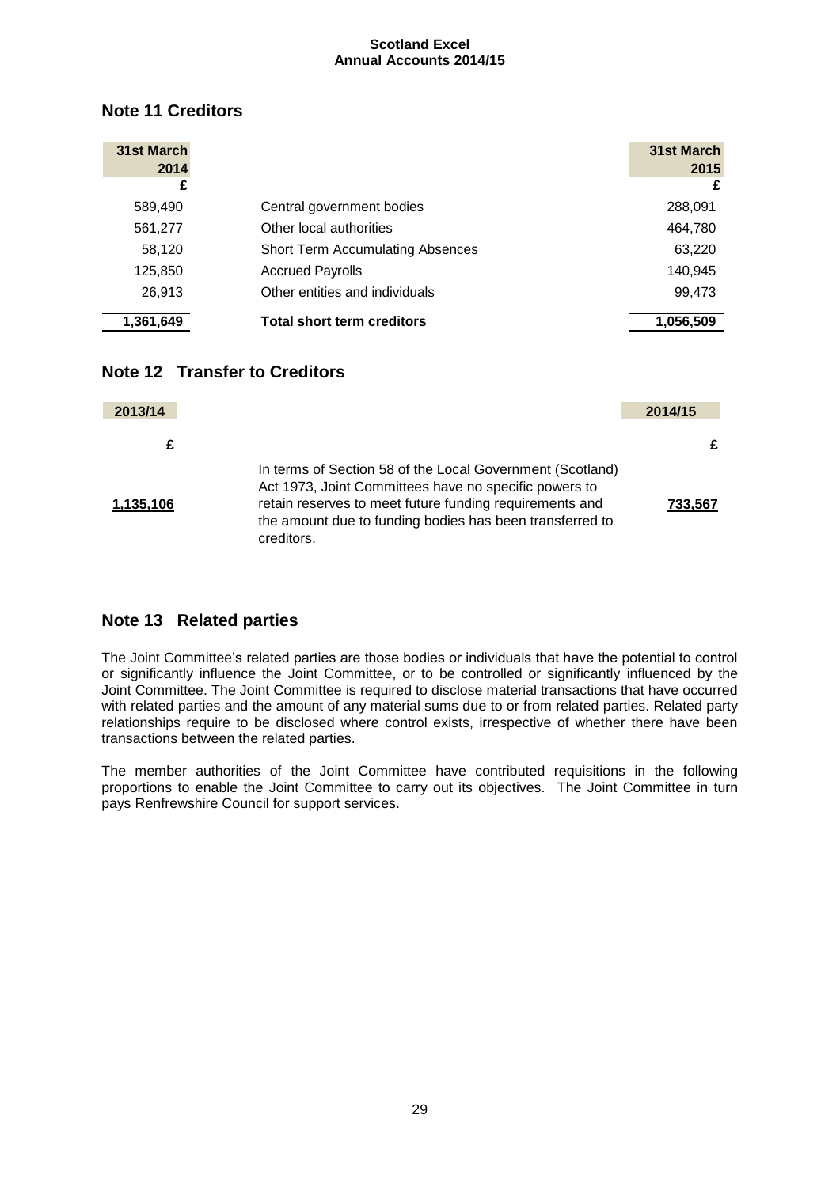## Note 11 Creditors

| 31st March 2014 £ | | 31st March 2015 £ |
|---|---|---|
| 589,490 | Central government bodies | 288,091 |
| 561,277 | Other local authorities | 464,780 |
| 58,120 | Short Term Accumulating Absences | 63,220 |
| 125,850 | Accrued Payrolls | 140,945 |
| 26,913 | Other entities and individuals | 99,473 |
| **1,361,649** | **Total short term creditors** | **1,056,509** |

## Note 12 Transfer to Creditors

| 2013/14 £ | | 2014/15 £ |
|---|---|---|
| **1,135,106** | In terms of Section 58 of the Local Government (Scotland) Act 1973, Joint Committees have no specific powers to retain reserves to meet future funding requirements and the amount due to funding bodies has been transferred to creditors. | **733,567** |

## Note 13 Related parties

The Joint Committee's related parties are those bodies or individuals that have the potential to control or significantly influence the Joint Committee, or to be controlled or significantly influenced by the Joint Committee. The Joint Committee is required to disclose material transactions that have occurred with related parties and the amount of any material sums due to or from related parties. Related party relationships require to be disclosed where control exists, irrespective of whether there have been transactions between the related parties.

The member authorities of the Joint Committee have contributed requisitions in the following proportions to enable the Joint Committee to carry out its objectives. The Joint Committee in turn pays Renfrewshire Council for support services.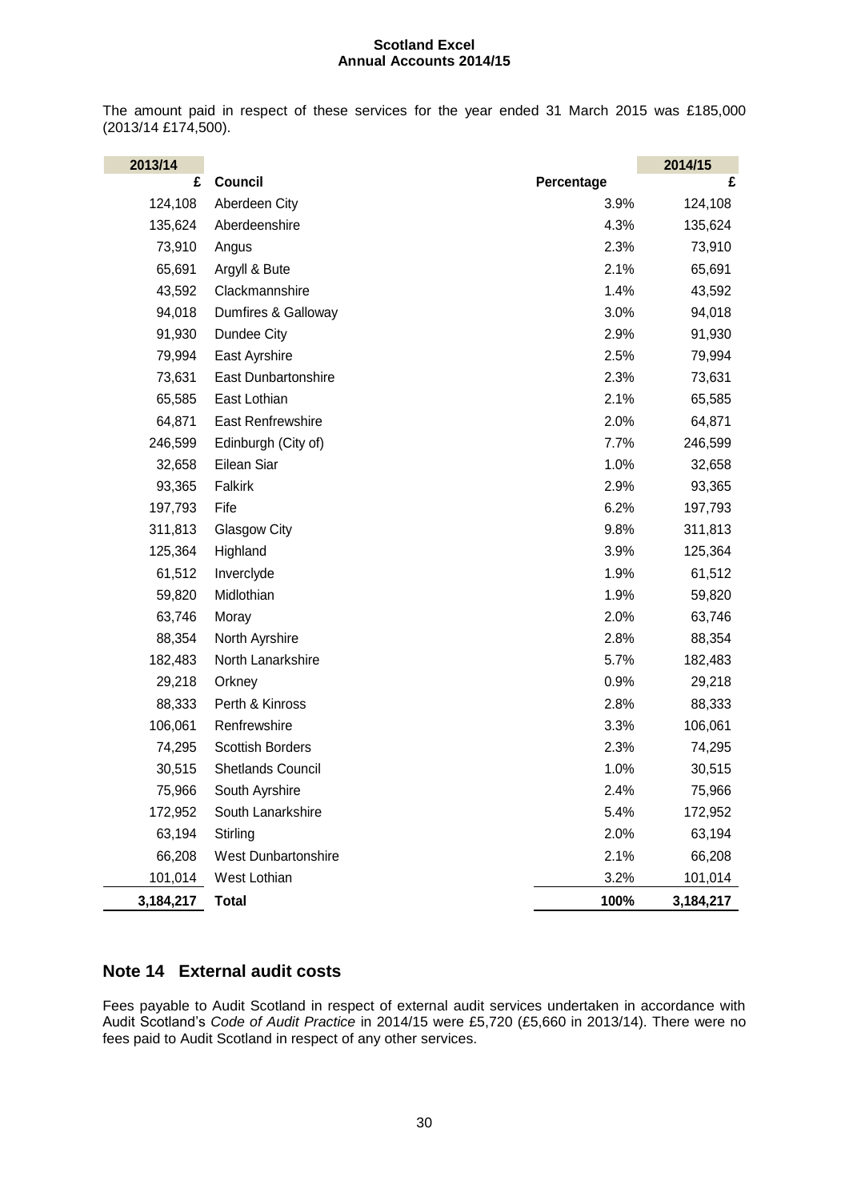The amount paid in respect of these services for the year ended 31 March 2015 was £185,000 (2013/14 £174,500).

| 2013/14 £ | Council | Percentage | 2014/15 £ |
|---|---|---|---|
| 124,108 | Aberdeen City | 3.9% | 124,108 |
| 135,624 | Aberdeenshire | 4.3% | 135,624 |
| 73,910 | Angus | 2.3% | 73,910 |
| 65,691 | Argyll & Bute | 2.1% | 65,691 |
| 43,592 | Clackmannshire | 1.4% | 43,592 |
| 94,018 | Dumfires & Galloway | 3.0% | 94,018 |
| 91,930 | Dundee City | 2.9% | 91,930 |
| 79,994 | East Ayrshire | 2.5% | 79,994 |
| 73,631 | East Dunbartonshire | 2.3% | 73,631 |
| 65,585 | East Lothian | 2.1% | 65,585 |
| 64,871 | East Renfrewshire | 2.0% | 64,871 |
| 246,599 | Edinburgh (City of) | 7.7% | 246,599 |
| 32,658 | Eilean Siar | 1.0% | 32,658 |
| 93,365 | Falkirk | 2.9% | 93,365 |
| 197,793 | Fife | 6.2% | 197,793 |
| 311,813 | Glasgow City | 9.8% | 311,813 |
| 125,364 | Highland | 3.9% | 125,364 |
| 61,512 | Inverclyde | 1.9% | 61,512 |
| 59,820 | Midlothian | 1.9% | 59,820 |
| 63,746 | Moray | 2.0% | 63,746 |
| 88,354 | North Ayrshire | 2.8% | 88,354 |
| 182,483 | North Lanarkshire | 5.7% | 182,483 |
| 29,218 | Orkney | 0.9% | 29,218 |
| 88,333 | Perth & Kinross | 2.8% | 88,333 |
| 106,061 | Renfrewshire | 3.3% | 106,061 |
| 74,295 | Scottish Borders | 2.3% | 74,295 |
| 30,515 | Shetlands Council | 1.0% | 30,515 |
| 75,966 | South Ayrshire | 2.4% | 75,966 |
| 172,952 | South Lanarkshire | 5.4% | 172,952 |
| 63,194 | Stirling | 2.0% | 63,194 |
| 66,208 | West Dunbartonshire | 2.1% | 66,208 |
| 101,014 | West Lothian | 3.2% | 101,014 |
| **3,184,217** | **Total** | **100%** | **3,184,217** |

## Note 14 External audit costs

Fees payable to Audit Scotland in respect of external audit services undertaken in accordance with Audit Scotland's *Code of Audit Practice* in 2014/15 were £5,720 (£5,660 in 2013/14). There were no fees paid to Audit Scotland in respect of any other services.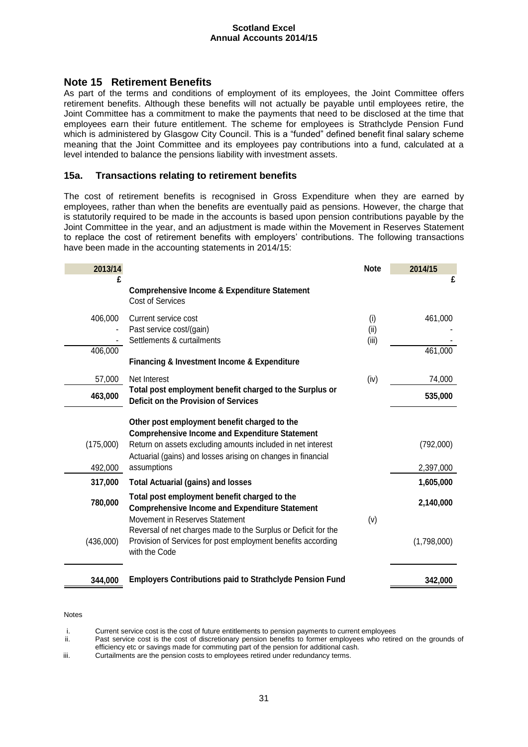## Note 15 Retirement Benefits

As part of the terms and conditions of employment of its employees, the Joint Committee offers retirement benefits. Although these benefits will not actually be payable until employees retire, the Joint Committee has a commitment to make the payments that need to be disclosed at the time that employees earn their future entitlement. The scheme for employees is Strathclyde Pension Fund which is administered by Glasgow City Council. This is a "funded" defined benefit final salary scheme meaning that the Joint Committee and its employees pay contributions into a fund, calculated at a level intended to balance the pensions liability with investment assets.

### 15a. Transactions relating to retirement benefits

The cost of retirement benefits is recognised in Gross Expenditure when they are earned by employees, rather than when the benefits are eventually paid as pensions. However, the charge that is statutorily required to be made in the accounts is based upon pension contributions payable by the Joint Committee in the year, and an adjustment is made within the Movement in Reserves Statement to replace the cost of retirement benefits with employers' contributions. The following transactions have been made in the accounting statements in 2014/15:

| 2013/14 | | Note | 2014/15 |
|---|---|---|---|
| £ | | | £ |
| | **Comprehensive Income & Expenditure Statement** | | |
| | Cost of Services | | |
| 406,000 | Current service cost | (i) | 461,000 |
| - | Past service cost/(gain) | (ii) | - |
| - | Settlements & curtailments | (iii) | - |
| 406,000 | | | 461,000 |
| | **Financing & Investment Income & Expenditure** | | |
| 57,000 | Net Interest | (iv) | 74,000 |
| **463,000** | **Total post employment benefit charged to the Surplus or Deficit on the Provision of Services** | | **535,000** |
| | **Other post employment benefit charged to the Comprehensive Income and Expenditure Statement** | | |
| (175,000) | Return on assets excluding amounts included in net interest | | (792,000) |
| 492,000 | Actuarial (gains) and losses arising on changes in financial assumptions | | 2,397,000 |
| **317,000** | **Total Actuarial (gains) and losses** | | **1,605,000** |
| **780,000** | **Total post employment benefit charged to the Comprehensive Income and Expenditure Statement** | | **2,140,000** |
| | Movement in Reserves Statement | (v) | |
| (436,000) | Reversal of net charges made to the Surplus or Deficit for the Provision of Services for post employment benefits according with the Code | | (1,798,000) |
| **344,000** | **Employers Contributions paid to Strathclyde Pension Fund** | | **342,000** |

Notes

i. Current service cost is the cost of future entitlements to pension payments to current employees

ii. Past service cost is the cost of discretionary pension benefits to former employees who retired on the grounds of efficiency etc or savings made for commuting part of the pension for additional cash.

iii. Curtailments are the pension costs to employees retired under redundancy terms.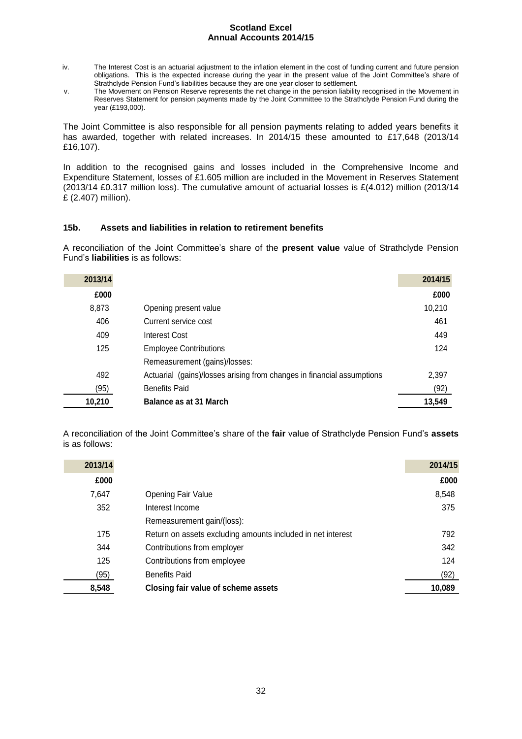iv. The Interest Cost is an actuarial adjustment to the inflation element in the cost of funding current and future pension obligations. This is the expected increase during the year in the present value of the Joint Committee's share of Strathclyde Pension Fund's liabilities because they are one year closer to settlement.

v. The Movement on Pension Reserve represents the net change in the pension liability recognised in the Movement in Reserves Statement for pension payments made by the Joint Committee to the Strathclyde Pension Fund during the year (£193,000).

The Joint Committee is also responsible for all pension payments relating to added years benefits it has awarded, together with related increases. In 2014/15 these amounted to £17,648 (2013/14 £16,107).

In addition to the recognised gains and losses included in the Comprehensive Income and Expenditure Statement, losses of £1.605 million are included in the Movement in Reserves Statement (2013/14 £0.317 million loss). The cumulative amount of actuarial losses is £(4.012) million (2013/14 £ (2.407) million).

### 15b. Assets and liabilities in relation to retirement benefits

A reconciliation of the Joint Committee's share of the **present value** value of Strathclyde Pension Fund's **liabilities** is as follows:

| 2013/14 | | 2014/15 |
|---|---|---|
| £000 | | £000 |
| 8,873 | Opening present value | 10,210 |
| 406 | Current service cost | 461 |
| 409 | Interest Cost | 449 |
| 125 | Employee Contributions | 124 |
| | Remeasurement (gains)/losses: | |
| 492 | Actuarial (gains)/losses arising from changes in financial assumptions | 2,397 |
| (95) | Benefits Paid | (92) |
| **10,210** | **Balance as at 31 March** | **13,549** |

A reconciliation of the Joint Committee's share of the **fair** value of Strathclyde Pension Fund's **assets** is as follows:

| 2013/14 | | 2014/15 |
|---|---|---|
| £000 | | £000 |
| 7,647 | Opening Fair Value | 8,548 |
| 352 | Interest Income | 375 |
| | Remeasurement gain/(loss): | |
| 175 | Return on assets excluding amounts included in net interest | 792 |
| 344 | Contributions from employer | 342 |
| 125 | Contributions from employee | 124 |
| (95) | Benefits Paid | (92) |
| **8,548** | **Closing fair value of scheme assets** | **10,089** |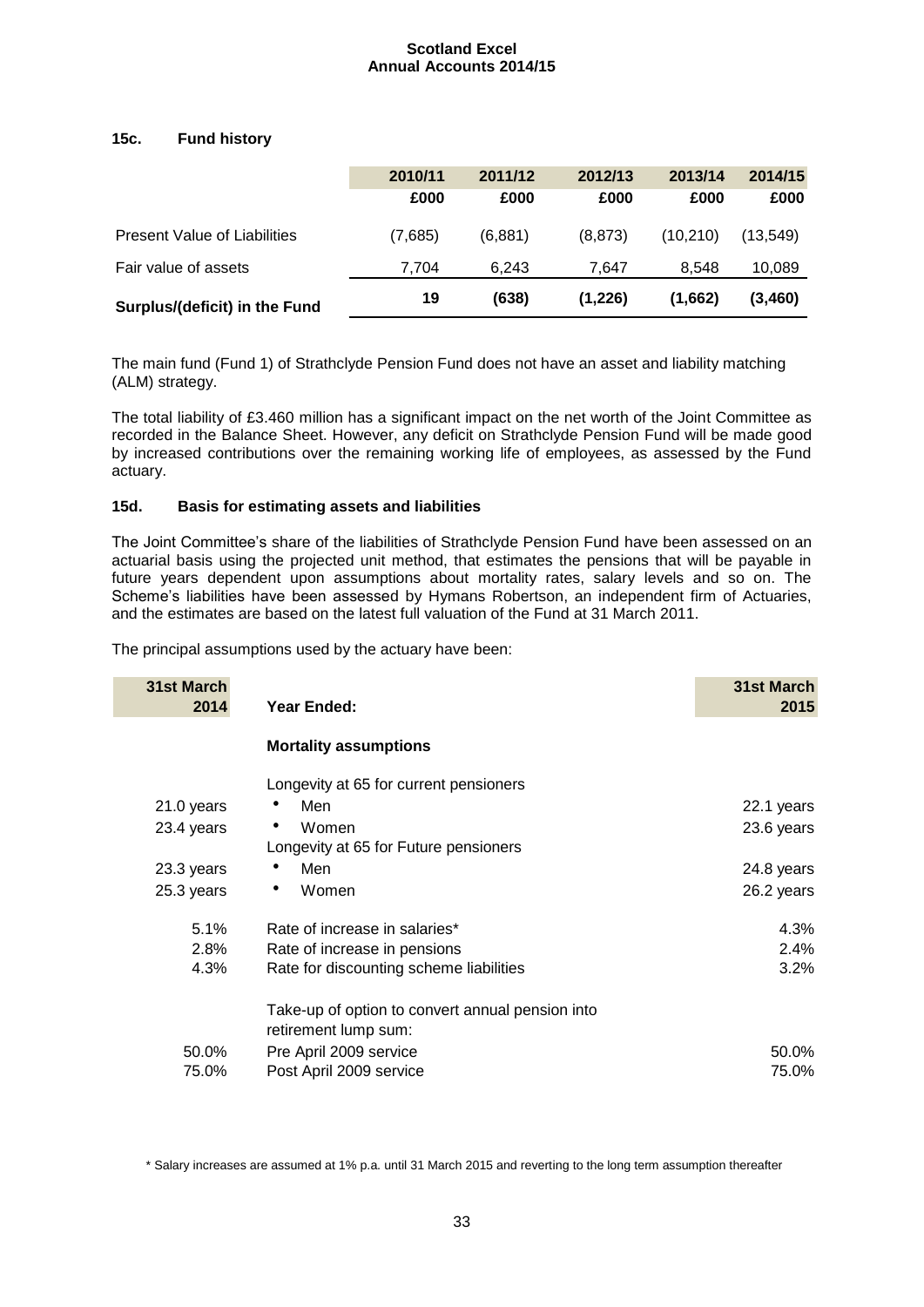### 15c. Fund history

| | 2010/11 | 2011/12 | 2012/13 | 2013/14 | 2014/15 |
|---|---|---|---|---|---|
| | £000 | £000 | £000 | £000 | £000 |
| Present Value of Liabilities | (7,685) | (6,881) | (8,873) | (10,210) | (13,549) |
| Fair value of assets | 7,704 | 6,243 | 7,647 | 8,548 | 10,089 |
| **Surplus/(deficit) in the Fund** | **19** | **(638)** | **(1,226)** | **(1,662)** | **(3,460)** |

The main fund (Fund 1) of Strathclyde Pension Fund does not have an asset and liability matching (ALM) strategy.

The total liability of £3.460 million has a significant impact on the net worth of the Joint Committee as recorded in the Balance Sheet. However, any deficit on Strathclyde Pension Fund will be made good by increased contributions over the remaining working life of employees, as assessed by the Fund actuary.

### 15d. Basis for estimating assets and liabilities

The Joint Committee's share of the liabilities of Strathclyde Pension Fund have been assessed on an actuarial basis using the projected unit method, that estimates the pensions that will be payable in future years dependent upon assumptions about mortality rates, salary levels and so on. The Scheme's liabilities have been assessed by Hymans Robertson, an independent firm of Actuaries, and the estimates are based on the latest full valuation of the Fund at 31 March 2011.

The principal assumptions used by the actuary have been:

| 31st March 2014 | Year Ended: | 31st March 2015 |
|---|---|---|
| | **Mortality assumptions** | |
| | Longevity at 65 for current pensioners | |
| 21.0 years | • Men | 22.1 years |
| 23.4 years | • Women | 23.6 years |
| | Longevity at 65 for Future pensioners | |
| 23.3 years | • Men | 24.8 years |
| 25.3 years | • Women | 26.2 years |
| 5.1% | Rate of increase in salaries* | 4.3% |
| 2.8% | Rate of increase in pensions | 2.4% |
| 4.3% | Rate for discounting scheme liabilities | 3.2% |
| | Take-up of option to convert annual pension into retirement lump sum: | |
| 50.0% | Pre April 2009 service | 50.0% |
| 75.0% | Post April 2009 service | 75.0% |

\* Salary increases are assumed at 1% p.a. until 31 March 2015 and reverting to the long term assumption thereafter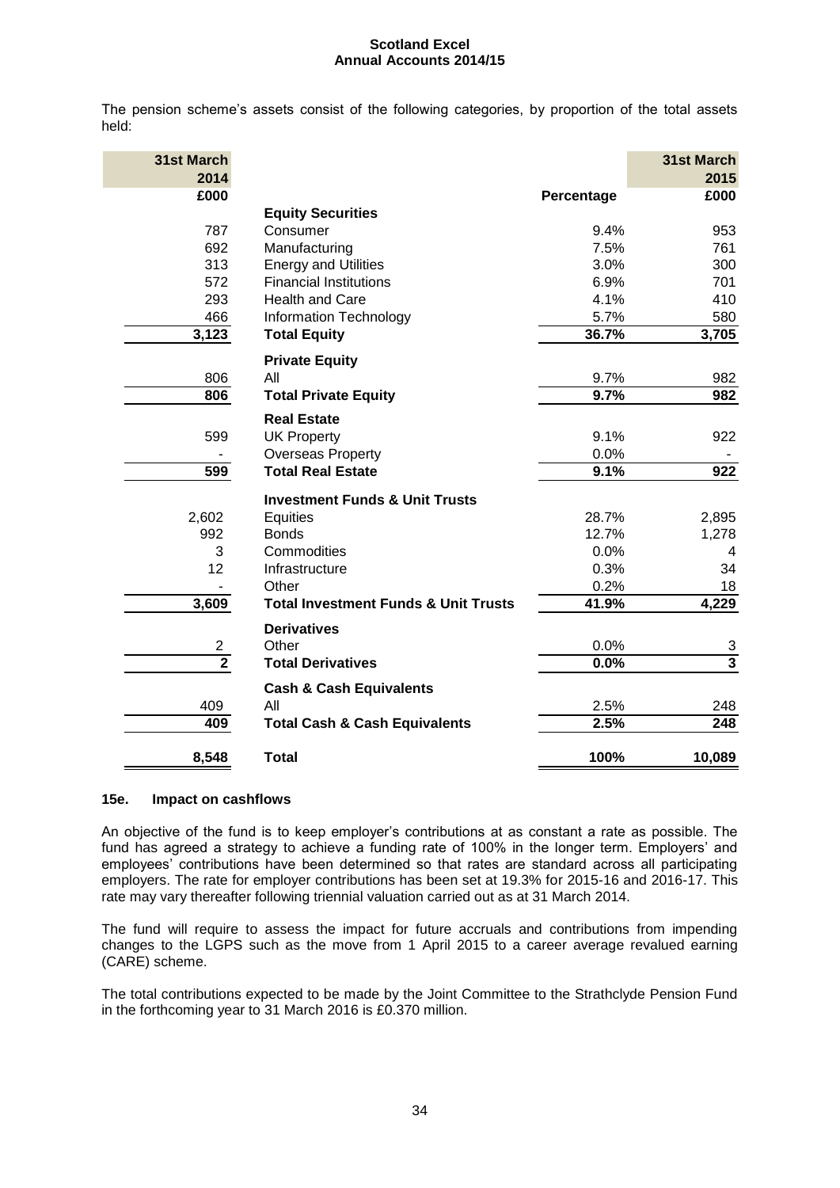The pension scheme's assets consist of the following categories, by proportion of the total assets held:

| 31st March 2014 £000 | | Percentage | 31st March 2015 £000 |
|---|---|---|---|
| | **Equity Securities** | | |
| 787 | Consumer | 9.4% | 953 |
| 692 | Manufacturing | 7.5% | 761 |
| 313 | Energy and Utilities | 3.0% | 300 |
| 572 | Financial Institutions | 6.9% | 701 |
| 293 | Health and Care | 4.1% | 410 |
| 466 | Information Technology | 5.7% | 580 |
| **3,123** | **Total Equity** | **36.7%** | **3,705** |
| | **Private Equity** | | |
| 806 | All | 9.7% | 982 |
| **806** | **Total Private Equity** | **9.7%** | **982** |
| | **Real Estate** | | |
| 599 | UK Property | 9.1% | 922 |
| - | Overseas Property | 0.0% | - |
| **599** | **Total Real Estate** | **9.1%** | **922** |
| | **Investment Funds & Unit Trusts** | | |
| 2,602 | Equities | 28.7% | 2,895 |
| 992 | Bonds | 12.7% | 1,278 |
| 3 | Commodities | 0.0% | 4 |
| 12 | Infrastructure | 0.3% | 34 |
| - | Other | 0.2% | 18 |
| **3,609** | **Total Investment Funds & Unit Trusts** | **41.9%** | **4,229** |
| | **Derivatives** | | |
| 2 | Other | 0.0% | 3 |
| **2** | **Total Derivatives** | **0.0%** | **3** |
| | **Cash & Cash Equivalents** | | |
| 409 | All | 2.5% | 248 |
| **409** | **Total Cash & Cash Equivalents** | **2.5%** | **248** |
| **8,548** | **Total** | **100%** | **10,089** |

### 15e. Impact on cashflows

An objective of the fund is to keep employer's contributions at as constant a rate as possible. The fund has agreed a strategy to achieve a funding rate of 100% in the longer term. Employers' and employees' contributions have been determined so that rates are standard across all participating employers. The rate for employer contributions has been set at 19.3% for 2015-16 and 2016-17. This rate may vary thereafter following triennial valuation carried out as at 31 March 2014.

The fund will require to assess the impact for future accruals and contributions from impending changes to the LGPS such as the move from 1 April 2015 to a career average revalued earning (CARE) scheme.

The total contributions expected to be made by the Joint Committee to the Strathclyde Pension Fund in the forthcoming year to 31 March 2016 is £0.370 million.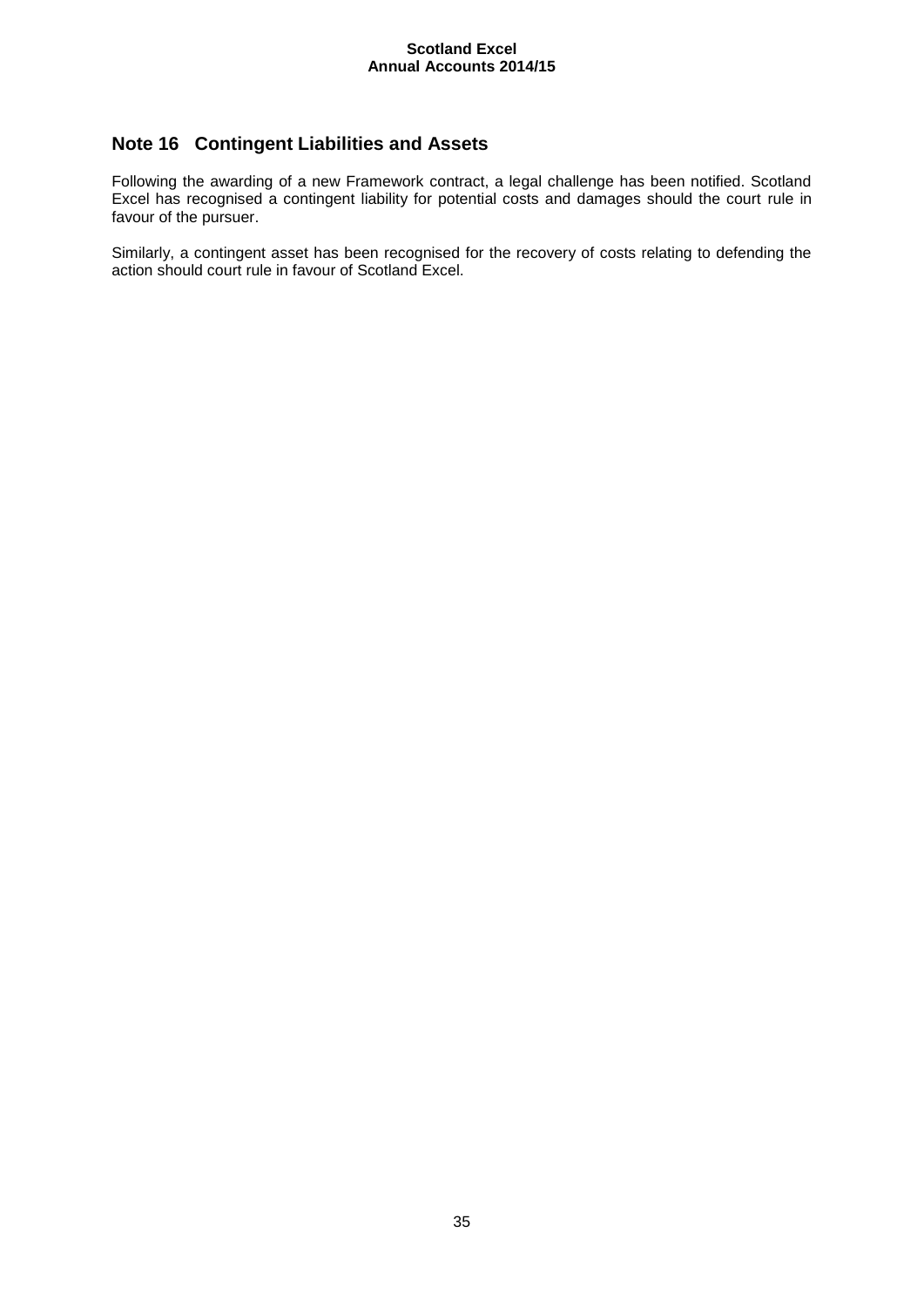## Note 16 Contingent Liabilities and Assets

Following the awarding of a new Framework contract, a legal challenge has been notified. Scotland Excel has recognised a contingent liability for potential costs and damages should the court rule in favour of the pursuer.

Similarly, a contingent asset has been recognised for the recovery of costs relating to defending the action should court rule in favour of Scotland Excel.